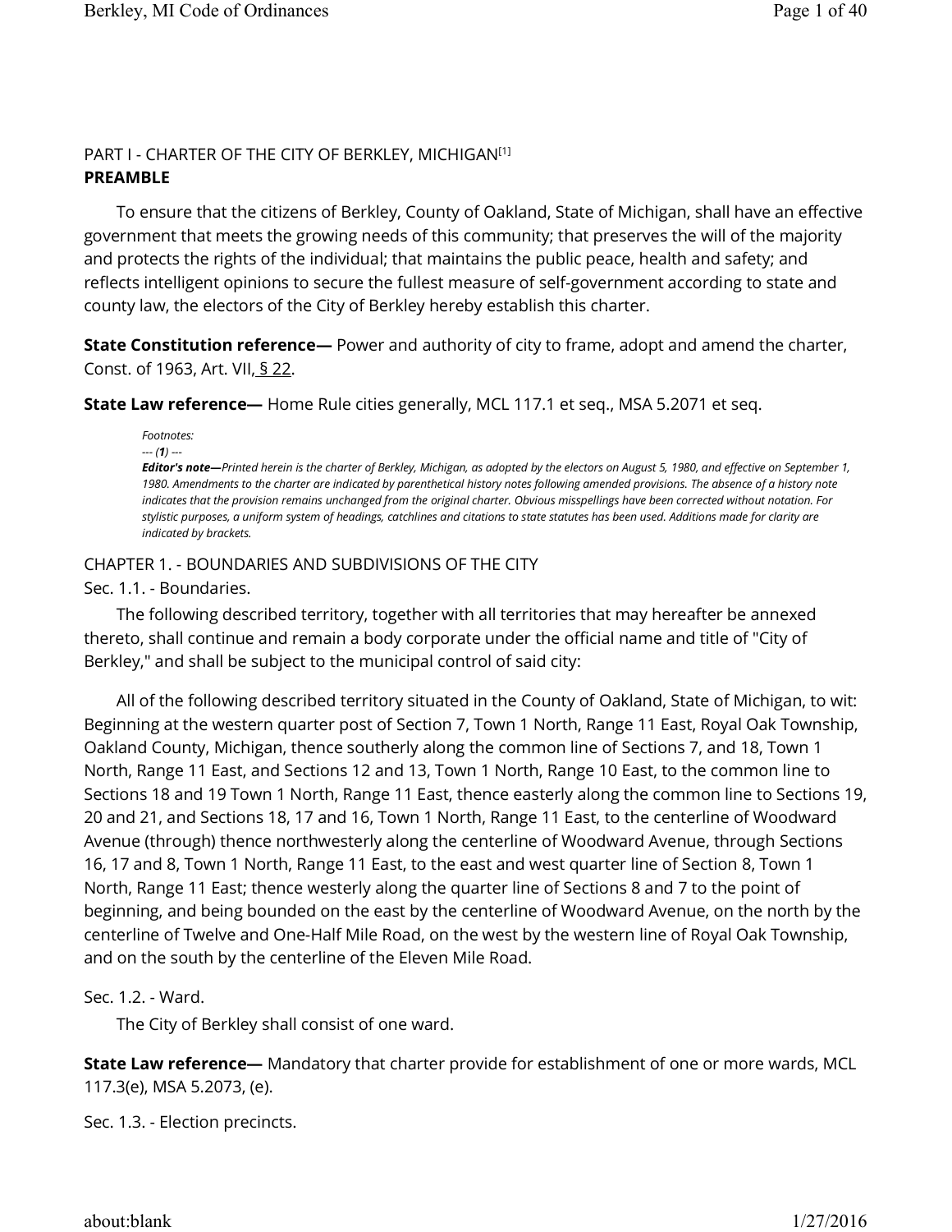## PART I - CHARTER OF THE CITY OF BERKLEY, MICHIGAN[1]

### PREAMBLE

To ensure that the citizens of Berkley, County of Oakland, State of Michigan, shall have an effective government that meets the growing needs of this community; that preserves the will of the majority and protects the rights of the individual; that maintains the public peace, health and safety; and reflects intelligent opinions to secure the fullest measure of self-government according to state and county law, the electors of the City of Berkley hereby establish this charter.

**State Constitution reference—** Power and authority of city to frame, adopt and amend the charter, Const. of 1963, Art. VII, § 22.

**State Law reference—** Home Rule cities generally, MCL 117.1 et seq., MSA 5.2071 et seq.

*Footnotes:*

*--- (**1**) ---*

***Editor's note—**Printed herein is the charter of Berkley, Michigan, as adopted by the electors on August 5, 1980, and effective on September 1, 1980. Amendments to the charter are indicated by parenthetical history notes following amended provisions. The absence of a history note indicates that the provision remains unchanged from the original charter. Obvious misspellings have been corrected without notation. For stylistic purposes, a uniform system of headings, catchlines and citations to state statutes has been used. Additions made for clarity are indicated by brackets.*

### CHAPTER 1. - BOUNDARIES AND SUBDIVISIONS OF THE CITY

#### Sec. 1.1. - Boundaries.

The following described territory, together with all territories that may hereafter be annexed thereto, shall continue and remain a body corporate under the official name and title of "City of Berkley," and shall be subject to the municipal control of said city:

All of the following described territory situated in the County of Oakland, State of Michigan, to wit: Beginning at the western quarter post of Section 7, Town 1 North, Range 11 East, Royal Oak Township, Oakland County, Michigan, thence southerly along the common line of Sections 7, and 18, Town 1 North, Range 11 East, and Sections 12 and 13, Town 1 North, Range 10 East, to the common line to Sections 18 and 19 Town 1 North, Range 11 East, thence easterly along the common line to Sections 19, 20 and 21, and Sections 18, 17 and 16, Town 1 North, Range 11 East, to the centerline of Woodward Avenue (through) thence northwesterly along the centerline of Woodward Avenue, through Sections 16, 17 and 8, Town 1 North, Range 11 East, to the east and west quarter line of Section 8, Town 1 North, Range 11 East; thence westerly along the quarter line of Sections 8 and 7 to the point of beginning, and being bounded on the east by the centerline of Woodward Avenue, on the north by the centerline of Twelve and One-Half Mile Road, on the west by the western line of Royal Oak Township, and on the south by the centerline of the Eleven Mile Road.

#### Sec. 1.2. - Ward.

The City of Berkley shall consist of one ward.

**State Law reference—** Mandatory that charter provide for establishment of one or more wards, MCL 117.3(e), MSA 5.2073, (e).

#### Sec. 1.3. - Election precincts.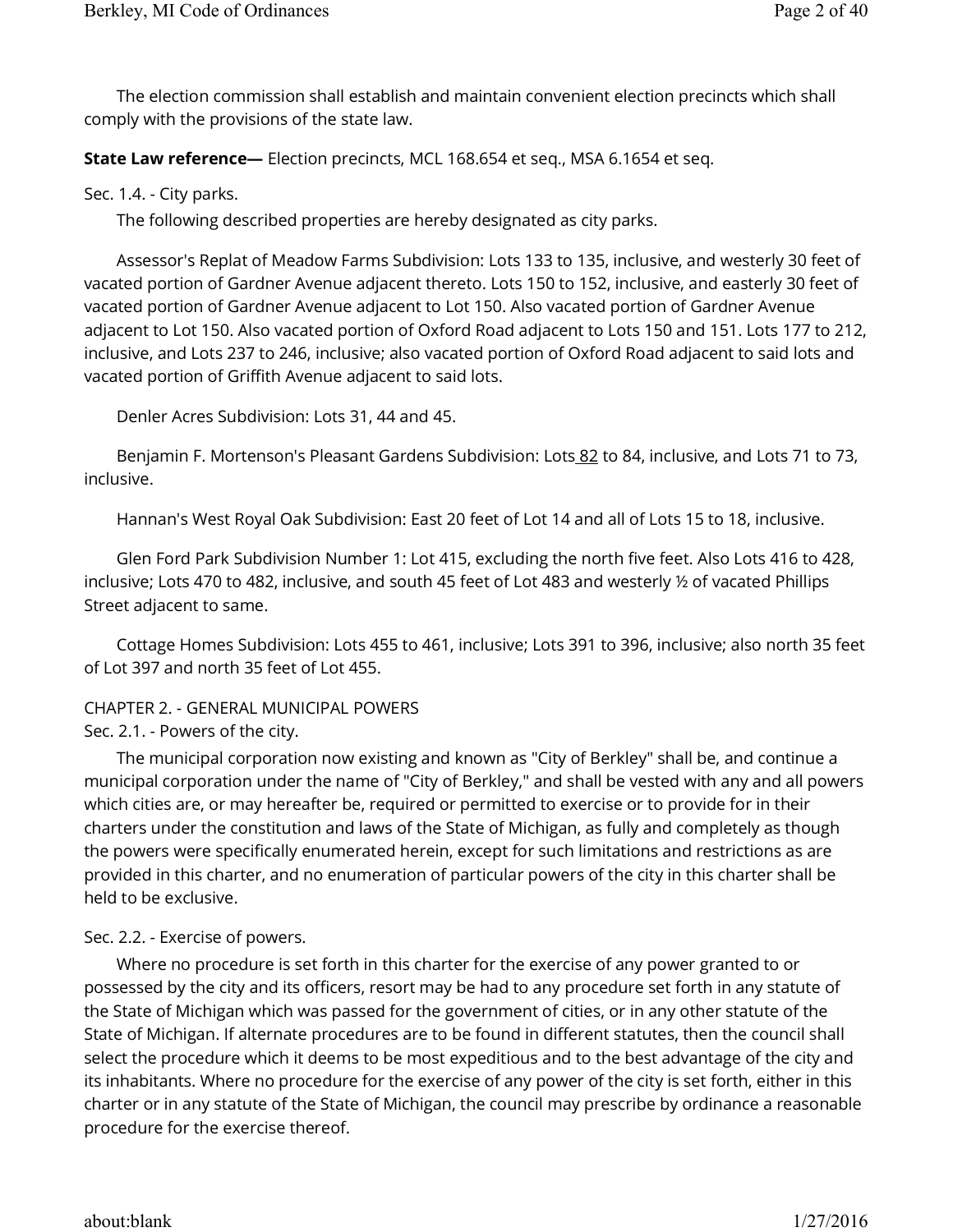The election commission shall establish and maintain convenient election precincts which shall comply with the provisions of the state law.

**State Law reference—** Election precincts, MCL 168.654 et seq., MSA 6.1654 et seq.

Sec. 1.4. - City parks.

The following described properties are hereby designated as city parks.

Assessor's Replat of Meadow Farms Subdivision: Lots 133 to 135, inclusive, and westerly 30 feet of vacated portion of Gardner Avenue adjacent thereto. Lots 150 to 152, inclusive, and easterly 30 feet of vacated portion of Gardner Avenue adjacent to Lot 150. Also vacated portion of Gardner Avenue adjacent to Lot 150. Also vacated portion of Oxford Road adjacent to Lots 150 and 151. Lots 177 to 212, inclusive, and Lots 237 to 246, inclusive; also vacated portion of Oxford Road adjacent to said lots and vacated portion of Griffith Avenue adjacent to said lots.

Denler Acres Subdivision: Lots 31, 44 and 45.

Benjamin F. Mortenson's Pleasant Gardens Subdivision: Lots 82 to 84, inclusive, and Lots 71 to 73, inclusive.

Hannan's West Royal Oak Subdivision: East 20 feet of Lot 14 and all of Lots 15 to 18, inclusive.

Glen Ford Park Subdivision Number 1: Lot 415, excluding the north five feet. Also Lots 416 to 428, inclusive; Lots 470 to 482, inclusive, and south 45 feet of Lot 483 and westerly ½ of vacated Phillips Street adjacent to same.

Cottage Homes Subdivision: Lots 455 to 461, inclusive; Lots 391 to 396, inclusive; also north 35 feet of Lot 397 and north 35 feet of Lot 455.

## CHAPTER 2. - GENERAL MUNICIPAL POWERS

Sec. 2.1. - Powers of the city.

The municipal corporation now existing and known as "City of Berkley" shall be, and continue a municipal corporation under the name of "City of Berkley," and shall be vested with any and all powers which cities are, or may hereafter be, required or permitted to exercise or to provide for in their charters under the constitution and laws of the State of Michigan, as fully and completely as though the powers were specifically enumerated herein, except for such limitations and restrictions as are provided in this charter, and no enumeration of particular powers of the city in this charter shall be held to be exclusive.

Sec. 2.2. - Exercise of powers.

Where no procedure is set forth in this charter for the exercise of any power granted to or possessed by the city and its officers, resort may be had to any procedure set forth in any statute of the State of Michigan which was passed for the government of cities, or in any other statute of the State of Michigan. If alternate procedures are to be found in different statutes, then the council shall select the procedure which it deems to be most expeditious and to the best advantage of the city and its inhabitants. Where no procedure for the exercise of any power of the city is set forth, either in this charter or in any statute of the State of Michigan, the council may prescribe by ordinance a reasonable procedure for the exercise thereof.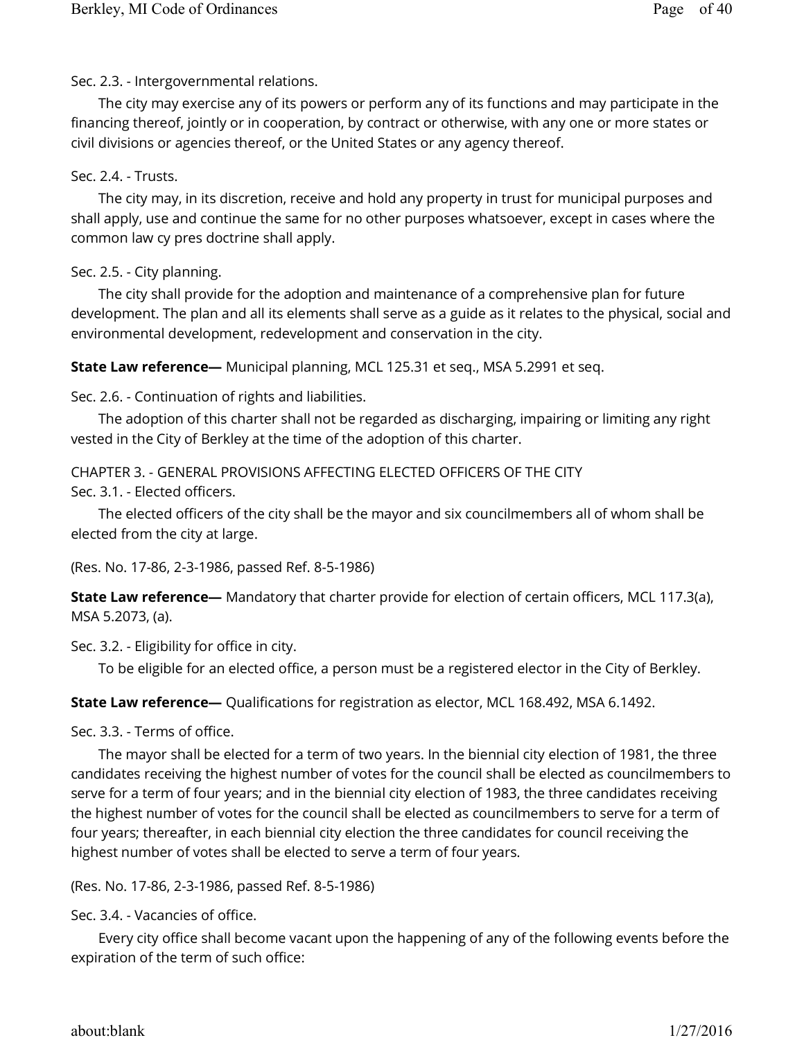Sec. 2.3. - Intergovernmental relations.

The city may exercise any of its powers or perform any of its functions and may participate in the financing thereof, jointly or in cooperation, by contract or otherwise, with any one or more states or civil divisions or agencies thereof, or the United States or any agency thereof.

Sec. 2.4. - Trusts.

The city may, in its discretion, receive and hold any property in trust for municipal purposes and shall apply, use and continue the same for no other purposes whatsoever, except in cases where the common law cy pres doctrine shall apply.

Sec. 2.5. - City planning.

The city shall provide for the adoption and maintenance of a comprehensive plan for future development. The plan and all its elements shall serve as a guide as it relates to the physical, social and environmental development, redevelopment and conservation in the city.

**State Law reference—** Municipal planning, MCL 125.31 et seq., MSA 5.2991 et seq.

Sec. 2.6. - Continuation of rights and liabilities.

The adoption of this charter shall not be regarded as discharging, impairing or limiting any right vested in the City of Berkley at the time of the adoption of this charter.

## CHAPTER 3. - GENERAL PROVISIONS AFFECTING ELECTED OFFICERS OF THE CITY

Sec. 3.1. - Elected officers.

The elected officers of the city shall be the mayor and six councilmembers all of whom shall be elected from the city at large.

(Res. No. 17-86, 2-3-1986, passed Ref. 8-5-1986)

**State Law reference—** Mandatory that charter provide for election of certain officers, MCL 117.3(a), MSA 5.2073, (a).

Sec. 3.2. - Eligibility for office in city.

To be eligible for an elected office, a person must be a registered elector in the City of Berkley.

**State Law reference—** Qualifications for registration as elector, MCL 168.492, MSA 6.1492.

Sec. 3.3. - Terms of office.

The mayor shall be elected for a term of two years. In the biennial city election of 1981, the three candidates receiving the highest number of votes for the council shall be elected as councilmembers to serve for a term of four years; and in the biennial city election of 1983, the three candidates receiving the highest number of votes for the council shall be elected as councilmembers to serve for a term of four years; thereafter, in each biennial city election the three candidates for council receiving the highest number of votes shall be elected to serve a term of four years.

(Res. No. 17-86, 2-3-1986, passed Ref. 8-5-1986)

Sec. 3.4. - Vacancies of office.

Every city office shall become vacant upon the happening of any of the following events before the expiration of the term of such office: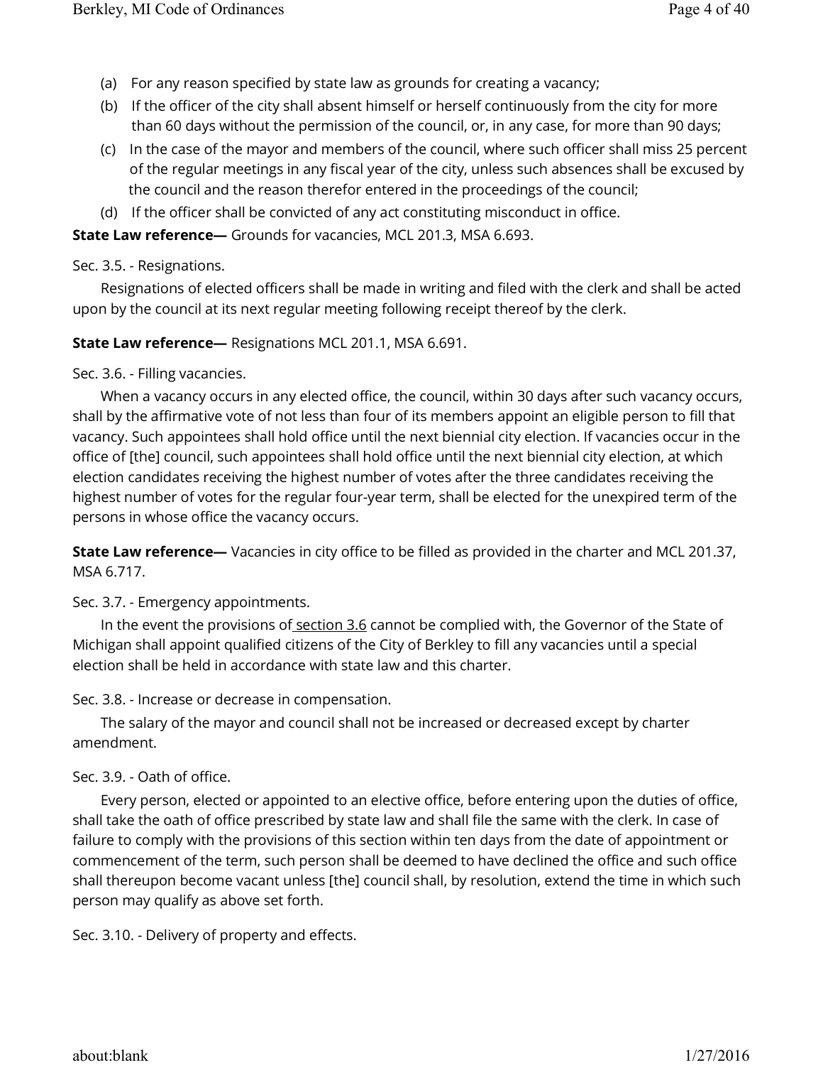(a) For any reason specified by state law as grounds for creating a vacancy;

(b) If the officer of the city shall absent himself or herself continuously from the city for more than 60 days without the permission of the council, or, in any case, for more than 90 days;

(c) In the case of the mayor and members of the council, where such officer shall miss 25 percent of the regular meetings in any fiscal year of the city, unless such absences shall be excused by the council and the reason therefor entered in the proceedings of the council;

(d) If the officer shall be convicted of any act constituting misconduct in office.

**State Law reference—** Grounds for vacancies, MCL 201.3, MSA 6.693.

Sec. 3.5. - Resignations.

Resignations of elected officers shall be made in writing and filed with the clerk and shall be acted upon by the council at its next regular meeting following receipt thereof by the clerk.

**State Law reference—** Resignations MCL 201.1, MSA 6.691.

Sec. 3.6. - Filling vacancies.

When a vacancy occurs in any elected office, the council, within 30 days after such vacancy occurs, shall by the affirmative vote of not less than four of its members appoint an eligible person to fill that vacancy. Such appointees shall hold office until the next biennial city election. If vacancies occur in the office of [the] council, such appointees shall hold office until the next biennial city election, at which election candidates receiving the highest number of votes after the three candidates receiving the highest number of votes for the regular four-year term, shall be elected for the unexpired term of the persons in whose office the vacancy occurs.

**State Law reference—** Vacancies in city office to be filled as provided in the charter and MCL 201.37, MSA 6.717.

Sec. 3.7. - Emergency appointments.

In the event the provisions of section 3.6 cannot be complied with, the Governor of the State of Michigan shall appoint qualified citizens of the City of Berkley to fill any vacancies until a special election shall be held in accordance with state law and this charter.

Sec. 3.8. - Increase or decrease in compensation.

The salary of the mayor and council shall not be increased or decreased except by charter amendment.

Sec. 3.9. - Oath of office.

Every person, elected or appointed to an elective office, before entering upon the duties of office, shall take the oath of office prescribed by state law and shall file the same with the clerk. In case of failure to comply with the provisions of this section within ten days from the date of appointment or commencement of the term, such person shall be deemed to have declined the office and such office shall thereupon become vacant unless [the] council shall, by resolution, extend the time in which such person may qualify as above set forth.

Sec. 3.10. - Delivery of property and effects.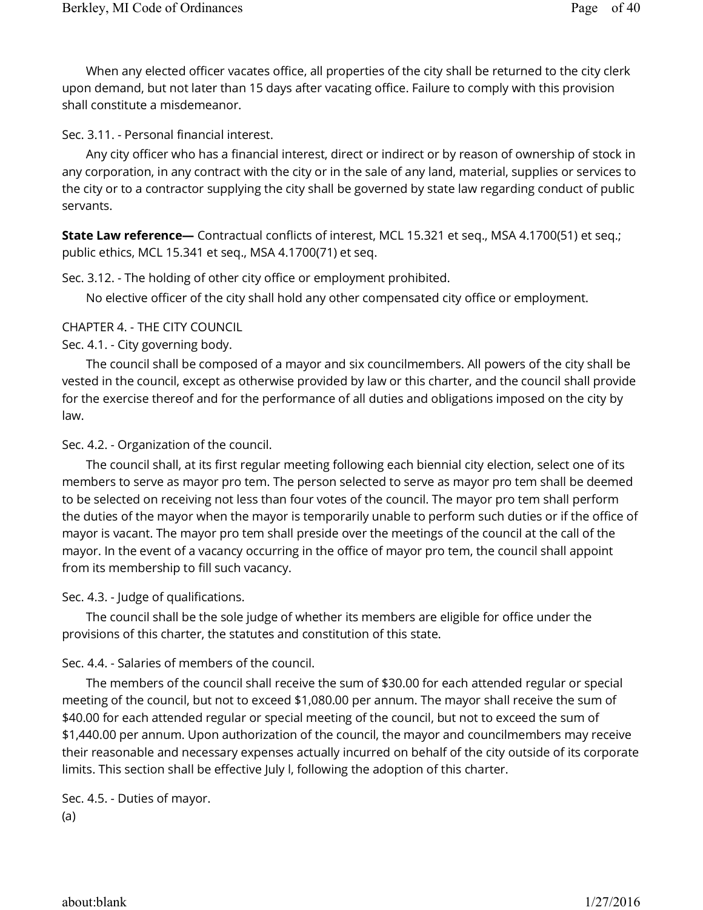When any elected officer vacates office, all properties of the city shall be returned to the city clerk upon demand, but not later than 15 days after vacating office. Failure to comply with this provision shall constitute a misdemeanor.

Sec. 3.11. - Personal financial interest.

Any city officer who has a financial interest, direct or indirect or by reason of ownership of stock in any corporation, in any contract with the city or in the sale of any land, material, supplies or services to the city or to a contractor supplying the city shall be governed by state law regarding conduct of public servants.

**State Law reference—** Contractual conflicts of interest, MCL 15.321 et seq., MSA 4.1700(51) et seq.; public ethics, MCL 15.341 et seq., MSA 4.1700(71) et seq.

Sec. 3.12. - The holding of other city office or employment prohibited.

No elective officer of the city shall hold any other compensated city office or employment.

CHAPTER 4. - THE CITY COUNCIL

Sec. 4.1. - City governing body.

The council shall be composed of a mayor and six councilmembers. All powers of the city shall be vested in the council, except as otherwise provided by law or this charter, and the council shall provide for the exercise thereof and for the performance of all duties and obligations imposed on the city by law.

Sec. 4.2. - Organization of the council.

The council shall, at its first regular meeting following each biennial city election, select one of its members to serve as mayor pro tem. The person selected to serve as mayor pro tem shall be deemed to be selected on receiving not less than four votes of the council. The mayor pro tem shall perform the duties of the mayor when the mayor is temporarily unable to perform such duties or if the office of mayor is vacant. The mayor pro tem shall preside over the meetings of the council at the call of the mayor. In the event of a vacancy occurring in the office of mayor pro tem, the council shall appoint from its membership to fill such vacancy.

Sec. 4.3. - Judge of qualifications.

The council shall be the sole judge of whether its members are eligible for office under the provisions of this charter, the statutes and constitution of this state.

Sec. 4.4. - Salaries of members of the council.

The members of the council shall receive the sum of $30.00 for each attended regular or special meeting of the council, but not to exceed $1,080.00 per annum. The mayor shall receive the sum of $40.00 for each attended regular or special meeting of the council, but not to exceed the sum of $1,440.00 per annum. Upon authorization of the council, the mayor and councilmembers may receive their reasonable and necessary expenses actually incurred on behalf of the city outside of its corporate limits. This section shall be effective July l, following the adoption of this charter.

Sec. 4.5. - Duties of mayor.

(a)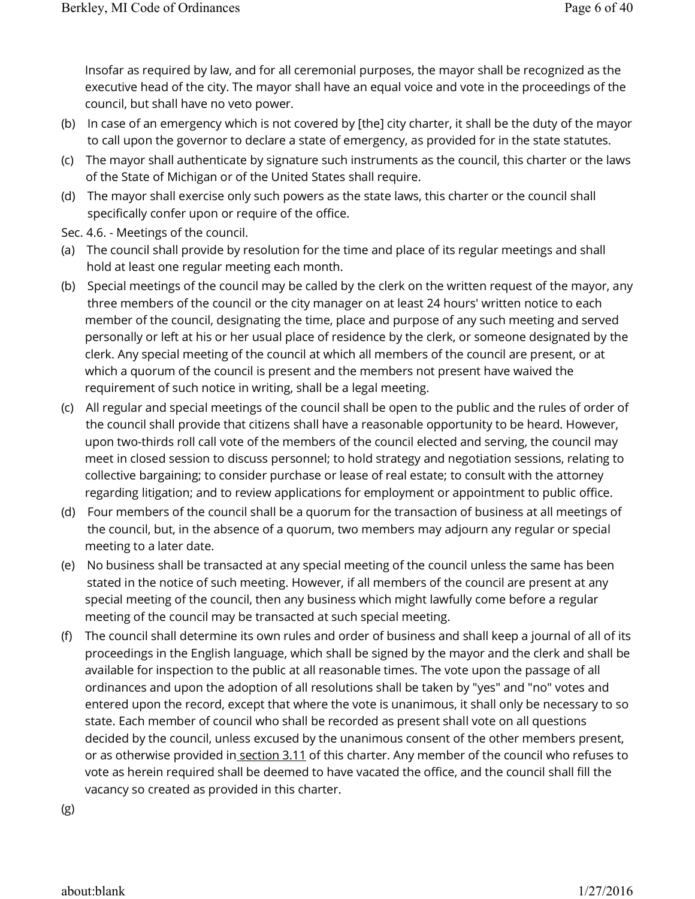Insofar as required by law, and for all ceremonial purposes, the mayor shall be recognized as the executive head of the city. The mayor shall have an equal voice and vote in the proceedings of the council, but shall have no veto power.

(b) In case of an emergency which is not covered by [the] city charter, it shall be the duty of the mayor to call upon the governor to declare a state of emergency, as provided for in the state statutes.

(c) The mayor shall authenticate by signature such instruments as the council, this charter or the laws of the State of Michigan or of the United States shall require.

(d) The mayor shall exercise only such powers as the state laws, this charter or the council shall specifically confer upon or require of the office.

Sec. 4.6. - Meetings of the council.

(a) The council shall provide by resolution for the time and place of its regular meetings and shall hold at least one regular meeting each month.

(b) Special meetings of the council may be called by the clerk on the written request of the mayor, any three members of the council or the city manager on at least 24 hours' written notice to each member of the council, designating the time, place and purpose of any such meeting and served personally or left at his or her usual place of residence by the clerk, or someone designated by the clerk. Any special meeting of the council at which all members of the council are present, or at which a quorum of the council is present and the members not present have waived the requirement of such notice in writing, shall be a legal meeting.

(c) All regular and special meetings of the council shall be open to the public and the rules of order of the council shall provide that citizens shall have a reasonable opportunity to be heard. However, upon two-thirds roll call vote of the members of the council elected and serving, the council may meet in closed session to discuss personnel; to hold strategy and negotiation sessions, relating to collective bargaining; to consider purchase or lease of real estate; to consult with the attorney regarding litigation; and to review applications for employment or appointment to public office.

(d) Four members of the council shall be a quorum for the transaction of business at all meetings of the council, but, in the absence of a quorum, two members may adjourn any regular or special meeting to a later date.

(e) No business shall be transacted at any special meeting of the council unless the same has been stated in the notice of such meeting. However, if all members of the council are present at any special meeting of the council, then any business which might lawfully come before a regular meeting of the council may be transacted at such special meeting.

(f) The council shall determine its own rules and order of business and shall keep a journal of all of its proceedings in the English language, which shall be signed by the mayor and the clerk and shall be available for inspection to the public at all reasonable times. The vote upon the passage of all ordinances and upon the adoption of all resolutions shall be taken by "yes" and "no" votes and entered upon the record, except that where the vote is unanimous, it shall only be necessary to so state. Each member of council who shall be recorded as present shall vote on all questions decided by the council, unless excused by the unanimous consent of the other members present, or as otherwise provided in section 3.11 of this charter. Any member of the council who refuses to vote as herein required shall be deemed to have vacated the office, and the council shall fill the vacancy so created as provided in this charter.

(g)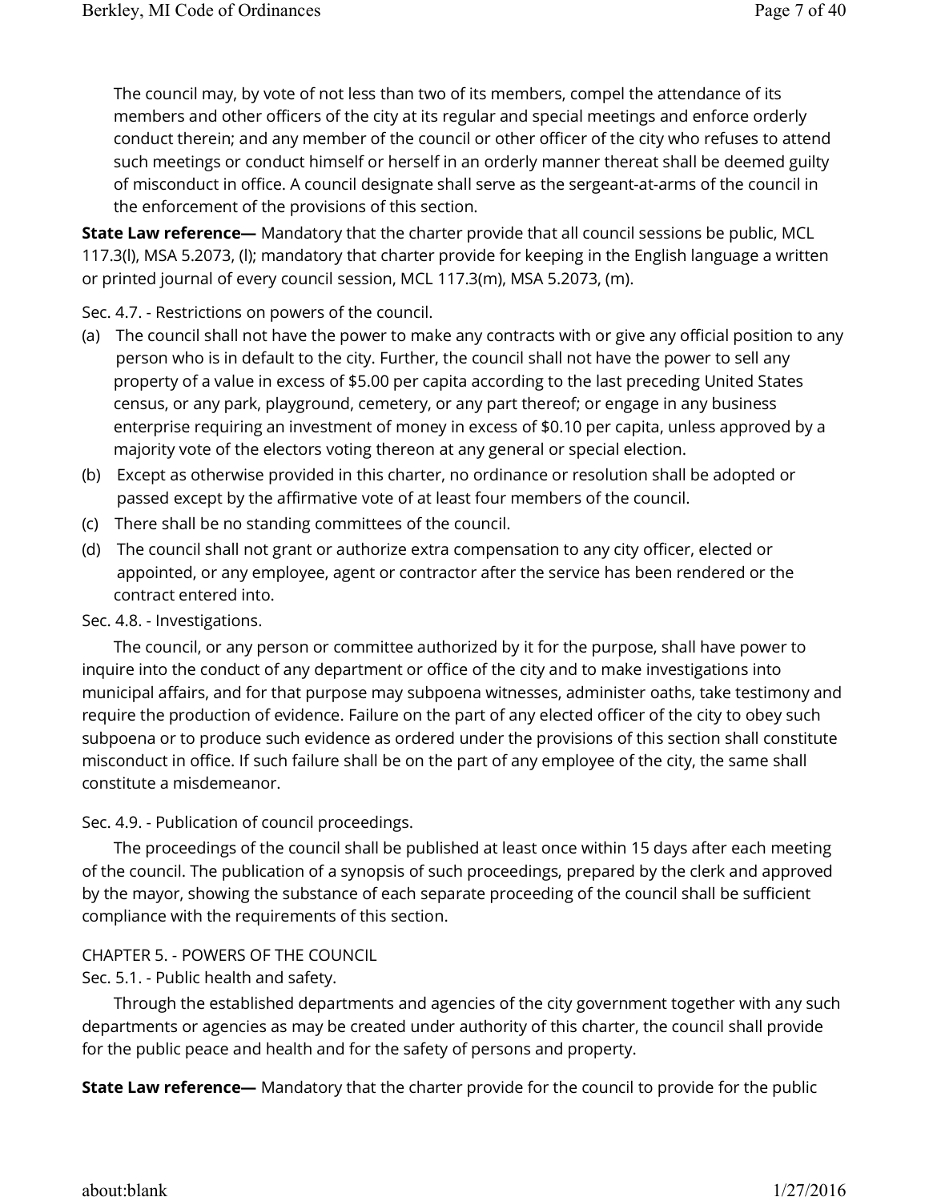The council may, by vote of not less than two of its members, compel the attendance of its members and other officers of the city at its regular and special meetings and enforce orderly conduct therein; and any member of the council or other officer of the city who refuses to attend such meetings or conduct himself or herself in an orderly manner thereat shall be deemed guilty of misconduct in office. A council designate shall serve as the sergeant-at-arms of the council in the enforcement of the provisions of this section.

**State Law reference—** Mandatory that the charter provide that all council sessions be public, MCL 117.3(l), MSA 5.2073, (l); mandatory that charter provide for keeping in the English language a written or printed journal of every council session, MCL 117.3(m), MSA 5.2073, (m).

Sec. 4.7. - Restrictions on powers of the council.

(a) The council shall not have the power to make any contracts with or give any official position to any person who is in default to the city. Further, the council shall not have the power to sell any property of a value in excess of $5.00 per capita according to the last preceding United States census, or any park, playground, cemetery, or any part thereof; or engage in any business enterprise requiring an investment of money in excess of $0.10 per capita, unless approved by a majority vote of the electors voting thereon at any general or special election.

(b) Except as otherwise provided in this charter, no ordinance or resolution shall be adopted or passed except by the affirmative vote of at least four members of the council.

(c) There shall be no standing committees of the council.

(d) The council shall not grant or authorize extra compensation to any city officer, elected or appointed, or any employee, agent or contractor after the service has been rendered or the contract entered into.

Sec. 4.8. - Investigations.

The council, or any person or committee authorized by it for the purpose, shall have power to inquire into the conduct of any department or office of the city and to make investigations into municipal affairs, and for that purpose may subpoena witnesses, administer oaths, take testimony and require the production of evidence. Failure on the part of any elected officer of the city to obey such subpoena or to produce such evidence as ordered under the provisions of this section shall constitute misconduct in office. If such failure shall be on the part of any employee of the city, the same shall constitute a misdemeanor.

Sec. 4.9. - Publication of council proceedings.

The proceedings of the council shall be published at least once within 15 days after each meeting of the council. The publication of a synopsis of such proceedings, prepared by the clerk and approved by the mayor, showing the substance of each separate proceeding of the council shall be sufficient compliance with the requirements of this section.

CHAPTER 5. - POWERS OF THE COUNCIL

Sec. 5.1. - Public health and safety.

Through the established departments and agencies of the city government together with any such departments or agencies as may be created under authority of this charter, the council shall provide for the public peace and health and for the safety of persons and property.

**State Law reference—** Mandatory that the charter provide for the council to provide for the public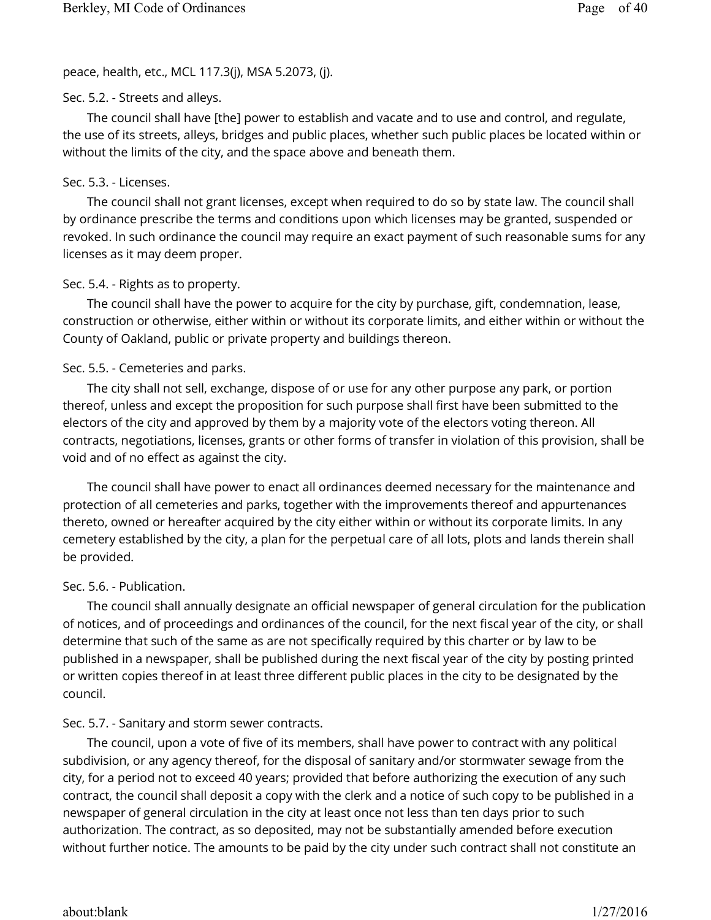peace, health, etc., MCL 117.3(j), MSA 5.2073, (j).

### Sec. 5.2. - Streets and alleys.

The council shall have [the] power to establish and vacate and to use and control, and regulate, the use of its streets, alleys, bridges and public places, whether such public places be located within or without the limits of the city, and the space above and beneath them.

### Sec. 5.3. - Licenses.

The council shall not grant licenses, except when required to do so by state law. The council shall by ordinance prescribe the terms and conditions upon which licenses may be granted, suspended or revoked. In such ordinance the council may require an exact payment of such reasonable sums for any licenses as it may deem proper.

### Sec. 5.4. - Rights as to property.

The council shall have the power to acquire for the city by purchase, gift, condemnation, lease, construction or otherwise, either within or without its corporate limits, and either within or without the County of Oakland, public or private property and buildings thereon.

### Sec. 5.5. - Cemeteries and parks.

The city shall not sell, exchange, dispose of or use for any other purpose any park, or portion thereof, unless and except the proposition for such purpose shall first have been submitted to the electors of the city and approved by them by a majority vote of the electors voting thereon. All contracts, negotiations, licenses, grants or other forms of transfer in violation of this provision, shall be void and of no effect as against the city.

The council shall have power to enact all ordinances deemed necessary for the maintenance and protection of all cemeteries and parks, together with the improvements thereof and appurtenances thereto, owned or hereafter acquired by the city either within or without its corporate limits. In any cemetery established by the city, a plan for the perpetual care of all lots, plots and lands therein shall be provided.

### Sec. 5.6. - Publication.

The council shall annually designate an official newspaper of general circulation for the publication of notices, and of proceedings and ordinances of the council, for the next fiscal year of the city, or shall determine that such of the same as are not specifically required by this charter or by law to be published in a newspaper, shall be published during the next fiscal year of the city by posting printed or written copies thereof in at least three different public places in the city to be designated by the council.

### Sec. 5.7. - Sanitary and storm sewer contracts.

The council, upon a vote of five of its members, shall have power to contract with any political subdivision, or any agency thereof, for the disposal of sanitary and/or stormwater sewage from the city, for a period not to exceed 40 years; provided that before authorizing the execution of any such contract, the council shall deposit a copy with the clerk and a notice of such copy to be published in a newspaper of general circulation in the city at least once not less than ten days prior to such authorization. The contract, as so deposited, may not be substantially amended before execution without further notice. The amounts to be paid by the city under such contract shall not constitute an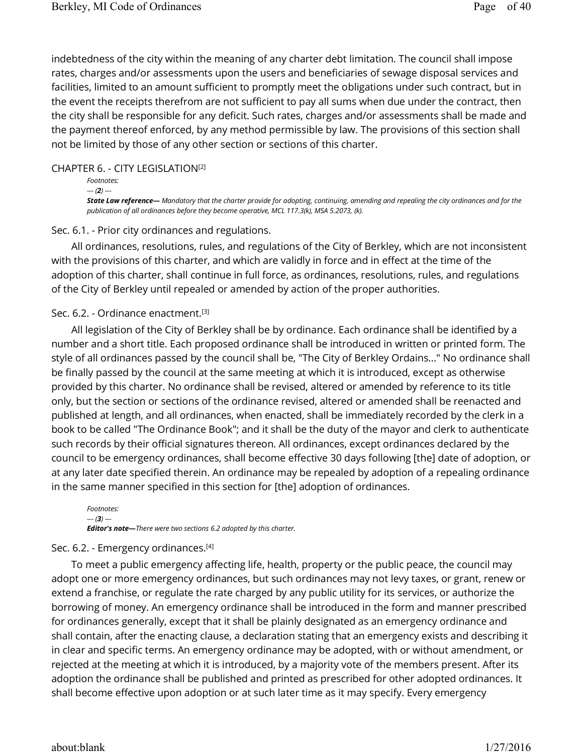indebtedness of the city within the meaning of any charter debt limitation. The council shall impose rates, charges and/or assessments upon the users and beneficiaries of sewage disposal services and facilities, limited to an amount sufficient to promptly meet the obligations under such contract, but in the event the receipts therefrom are not sufficient to pay all sums when due under the contract, then the city shall be responsible for any deficit. Such rates, charges and/or assessments shall be made and the payment thereof enforced, by any method permissible by law. The provisions of this section shall not be limited by those of any other section or sections of this charter.

## CHAPTER 6. - CITY LEGISLATION[2]

*Footnotes:*

*--- (**2**) ---*

***State Law reference—** Mandatory that the charter provide for adopting, continuing, amending and repealing the city ordinances and for the publication of all ordinances before they become operative, MCL 117.3(k), MSA 5.2073, (k).*

### Sec. 6.1. - Prior city ordinances and regulations.

All ordinances, resolutions, rules, and regulations of the City of Berkley, which are not inconsistent with the provisions of this charter, and which are validly in force and in effect at the time of the adoption of this charter, shall continue in full force, as ordinances, resolutions, rules, and regulations of the City of Berkley until repealed or amended by action of the proper authorities.

### Sec. 6.2. - Ordinance enactment.[3]

All legislation of the City of Berkley shall be by ordinance. Each ordinance shall be identified by a number and a short title. Each proposed ordinance shall be introduced in written or printed form. The style of all ordinances passed by the council shall be, "The City of Berkley Ordains..." No ordinance shall be finally passed by the council at the same meeting at which it is introduced, except as otherwise provided by this charter. No ordinance shall be revised, altered or amended by reference to its title only, but the section or sections of the ordinance revised, altered or amended shall be reenacted and published at length, and all ordinances, when enacted, shall be immediately recorded by the clerk in a book to be called "The Ordinance Book"; and it shall be the duty of the mayor and clerk to authenticate such records by their official signatures thereon. All ordinances, except ordinances declared by the council to be emergency ordinances, shall become effective 30 days following [the] date of adoption, or at any later date specified therein. An ordinance may be repealed by adoption of a repealing ordinance in the same manner specified in this section for [the] adoption of ordinances.

*Footnotes:*

*--- (**3**) ---*

***Editor's note—** There were two sections 6.2 adopted by this charter.*

### Sec. 6.2. - Emergency ordinances.[4]

To meet a public emergency affecting life, health, property or the public peace, the council may adopt one or more emergency ordinances, but such ordinances may not levy taxes, or grant, renew or extend a franchise, or regulate the rate charged by any public utility for its services, or authorize the borrowing of money. An emergency ordinance shall be introduced in the form and manner prescribed for ordinances generally, except that it shall be plainly designated as an emergency ordinance and shall contain, after the enacting clause, a declaration stating that an emergency exists and describing it in clear and specific terms. An emergency ordinance may be adopted, with or without amendment, or rejected at the meeting at which it is introduced, by a majority vote of the members present. After its adoption the ordinance shall be published and printed as prescribed for other adopted ordinances. It shall become effective upon adoption or at such later time as it may specify. Every emergency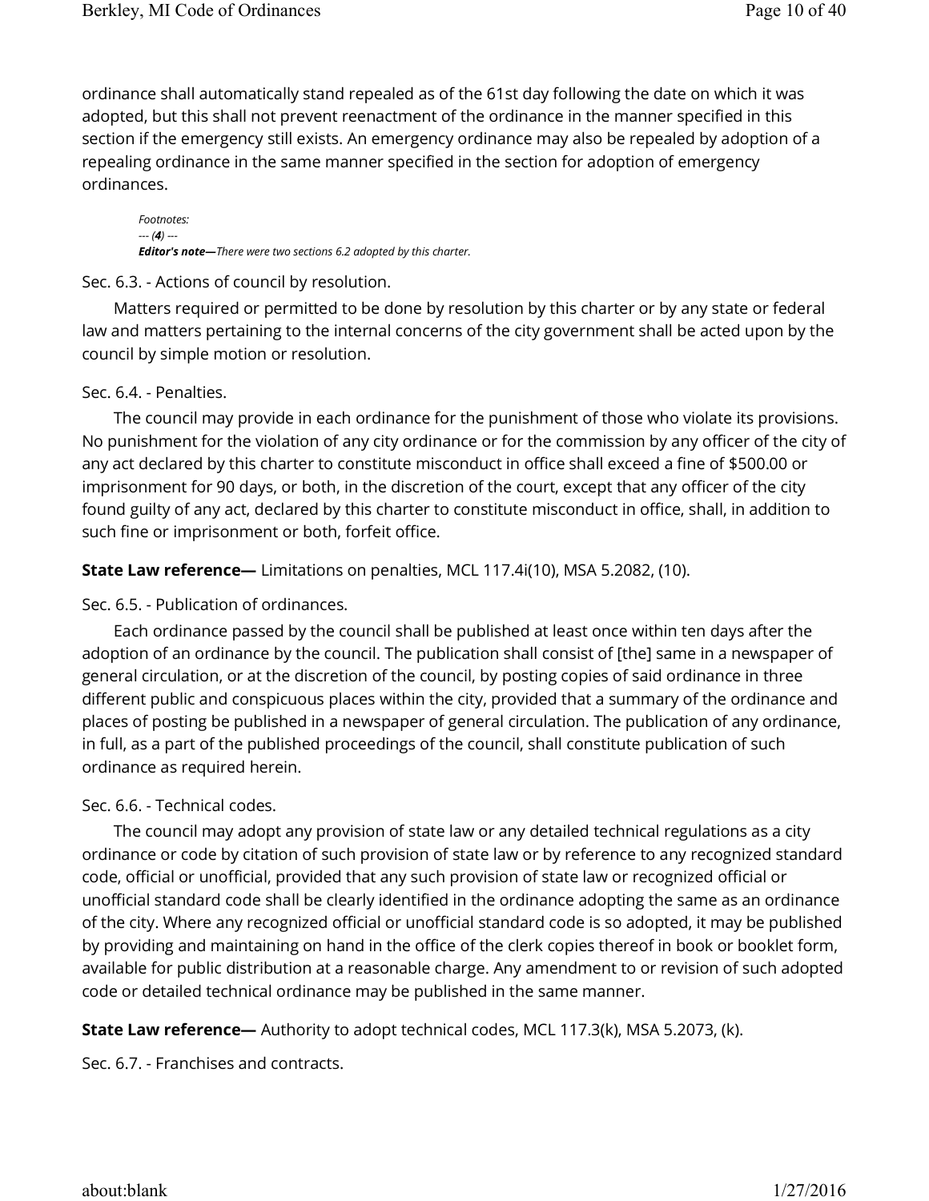ordinance shall automatically stand repealed as of the 61st day following the date on which it was adopted, but this shall not prevent reenactment of the ordinance in the manner specified in this section if the emergency still exists. An emergency ordinance may also be repealed by adoption of a repealing ordinance in the same manner specified in the section for adoption of emergency ordinances.

*Footnotes:*
*--- (**4**) ---*
***Editor's note—****There were two sections 6.2 adopted by this charter.*

Sec. 6.3. - Actions of council by resolution.

Matters required or permitted to be done by resolution by this charter or by any state or federal law and matters pertaining to the internal concerns of the city government shall be acted upon by the council by simple motion or resolution.

Sec. 6.4. - Penalties.

The council may provide in each ordinance for the punishment of those who violate its provisions. No punishment for the violation of any city ordinance or for the commission by any officer of the city of any act declared by this charter to constitute misconduct in office shall exceed a fine of $500.00 or imprisonment for 90 days, or both, in the discretion of the court, except that any officer of the city found guilty of any act, declared by this charter to constitute misconduct in office, shall, in addition to such fine or imprisonment or both, forfeit office.

**State Law reference—** Limitations on penalties, MCL 117.4i(10), MSA 5.2082, (10).

Sec. 6.5. - Publication of ordinances.

Each ordinance passed by the council shall be published at least once within ten days after the adoption of an ordinance by the council. The publication shall consist of [the] same in a newspaper of general circulation, or at the discretion of the council, by posting copies of said ordinance in three different public and conspicuous places within the city, provided that a summary of the ordinance and places of posting be published in a newspaper of general circulation. The publication of any ordinance, in full, as a part of the published proceedings of the council, shall constitute publication of such ordinance as required herein.

Sec. 6.6. - Technical codes.

The council may adopt any provision of state law or any detailed technical regulations as a city ordinance or code by citation of such provision of state law or by reference to any recognized standard code, official or unofficial, provided that any such provision of state law or recognized official or unofficial standard code shall be clearly identified in the ordinance adopting the same as an ordinance of the city. Where any recognized official or unofficial standard code is so adopted, it may be published by providing and maintaining on hand in the office of the clerk copies thereof in book or booklet form, available for public distribution at a reasonable charge. Any amendment to or revision of such adopted code or detailed technical ordinance may be published in the same manner.

**State Law reference—** Authority to adopt technical codes, MCL 117.3(k), MSA 5.2073, (k).

Sec. 6.7. - Franchises and contracts.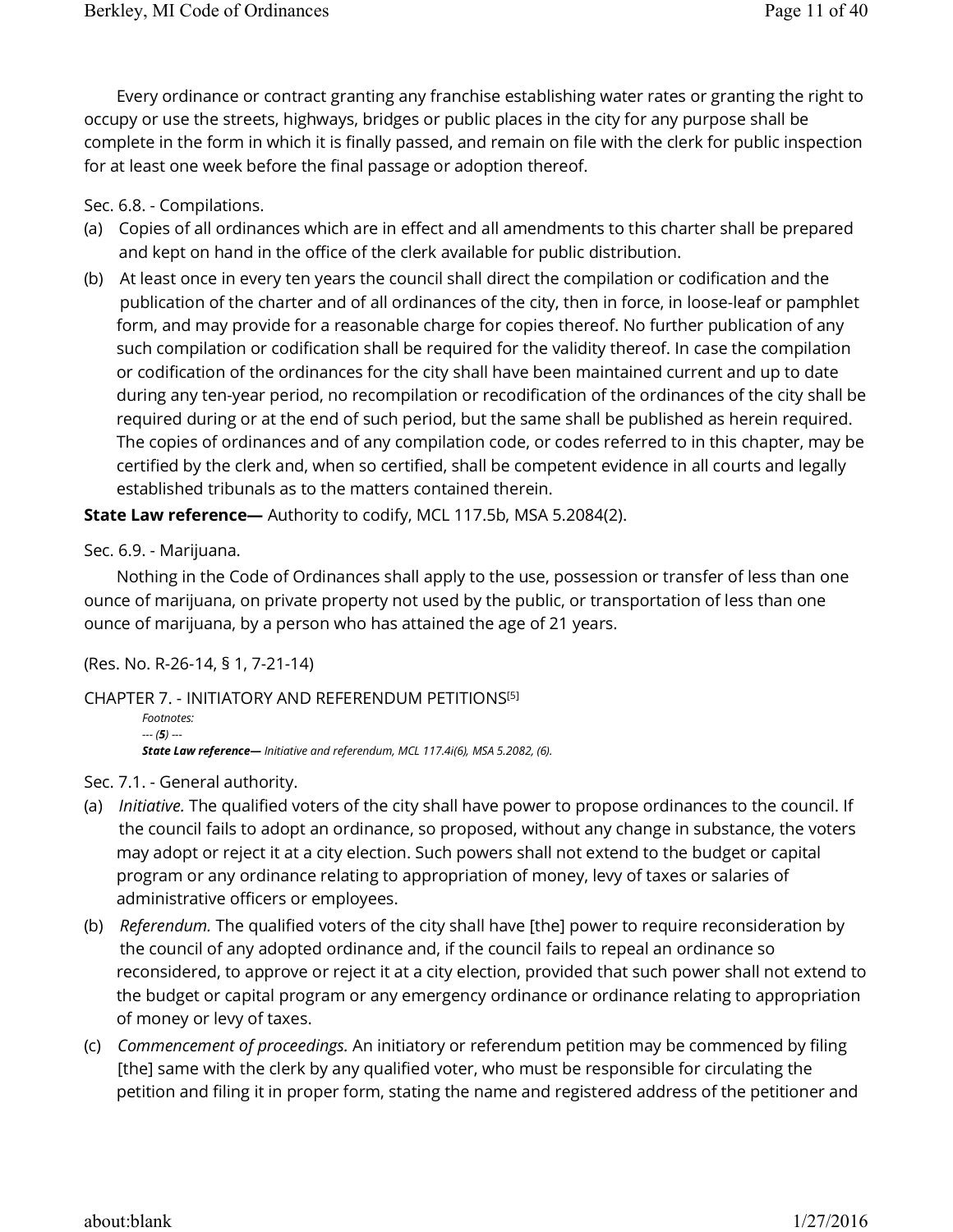Every ordinance or contract granting any franchise establishing water rates or granting the right to occupy or use the streets, highways, bridges or public places in the city for any purpose shall be complete in the form in which it is finally passed, and remain on file with the clerk for public inspection for at least one week before the final passage or adoption thereof.

Sec. 6.8. - Compilations.

(a) Copies of all ordinances which are in effect and all amendments to this charter shall be prepared and kept on hand in the office of the clerk available for public distribution.

(b) At least once in every ten years the council shall direct the compilation or codification and the publication of the charter and of all ordinances of the city, then in force, in loose-leaf or pamphlet form, and may provide for a reasonable charge for copies thereof. No further publication of any such compilation or codification shall be required for the validity thereof. In case the compilation or codification of the ordinances for the city shall have been maintained current and up to date during any ten-year period, no recompilation or recodification of the ordinances of the city shall be required during or at the end of such period, but the same shall be published as herein required. The copies of ordinances and of any compilation code, or codes referred to in this chapter, may be certified by the clerk and, when so certified, shall be competent evidence in all courts and legally established tribunals as to the matters contained therein.

**State Law reference—** Authority to codify, MCL 117.5b, MSA 5.2084(2).

Sec. 6.9. - Marijuana.

Nothing in the Code of Ordinances shall apply to the use, possession or transfer of less than one ounce of marijuana, on private property not used by the public, or transportation of less than one ounce of marijuana, by a person who has attained the age of 21 years.

(Res. No. R-26-14, § 1, 7-21-14)

CHAPTER 7. - INITIATORY AND REFERENDUM PETITIONS[5]

*Footnotes:*

*--- (**5**) ---*

***State Law reference—** Initiative and referendum, MCL 117.4i(6), MSA 5.2082, (6).*

Sec. 7.1. - General authority.

(a) *Initiative.* The qualified voters of the city shall have power to propose ordinances to the council. If the council fails to adopt an ordinance, so proposed, without any change in substance, the voters may adopt or reject it at a city election. Such powers shall not extend to the budget or capital program or any ordinance relating to appropriation of money, levy of taxes or salaries of administrative officers or employees.

(b) *Referendum.* The qualified voters of the city shall have [the] power to require reconsideration by the council of any adopted ordinance and, if the council fails to repeal an ordinance so reconsidered, to approve or reject it at a city election, provided that such power shall not extend to the budget or capital program or any emergency ordinance or ordinance relating to appropriation of money or levy of taxes.

(c) *Commencement of proceedings.* An initiatory or referendum petition may be commenced by filing [the] same with the clerk by any qualified voter, who must be responsible for circulating the petition and filing it in proper form, stating the name and registered address of the petitioner and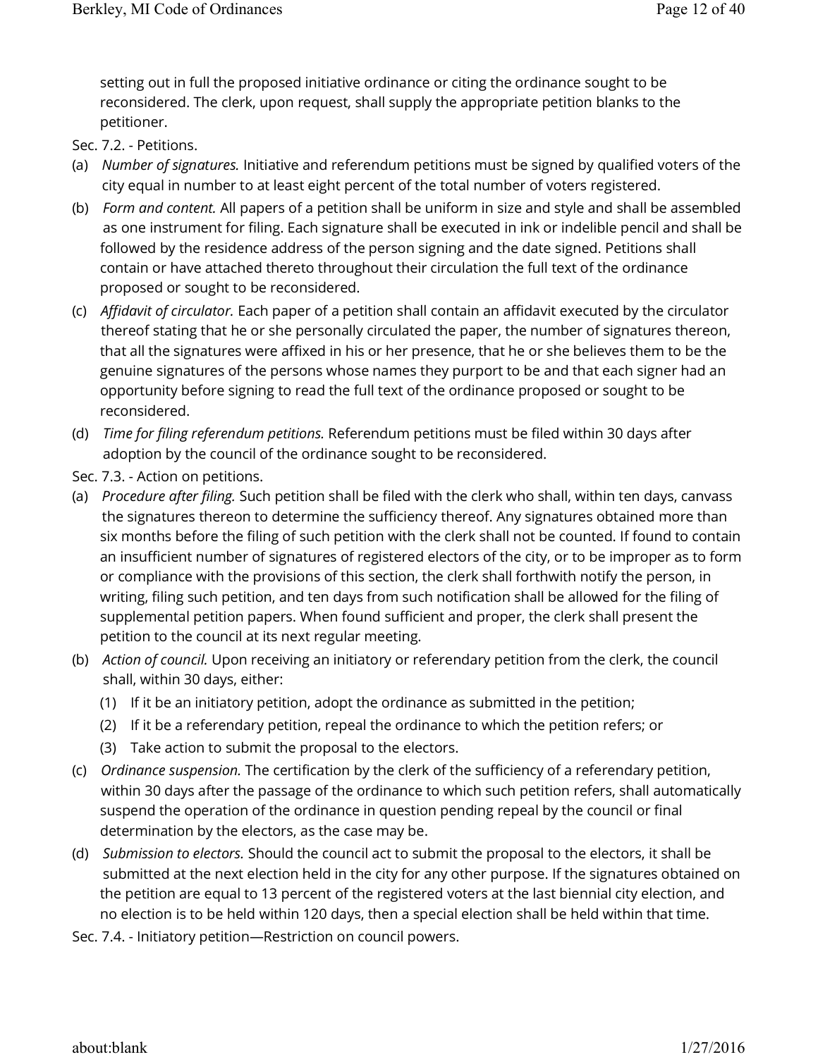setting out in full the proposed initiative ordinance or citing the ordinance sought to be reconsidered. The clerk, upon request, shall supply the appropriate petition blanks to the petitioner.

Sec. 7.2. - Petitions.

(a) *Number of signatures.* Initiative and referendum petitions must be signed by qualified voters of the city equal in number to at least eight percent of the total number of voters registered.

(b) *Form and content.* All papers of a petition shall be uniform in size and style and shall be assembled as one instrument for filing. Each signature shall be executed in ink or indelible pencil and shall be followed by the residence address of the person signing and the date signed. Petitions shall contain or have attached thereto throughout their circulation the full text of the ordinance proposed or sought to be reconsidered.

(c) *Affidavit of circulator.* Each paper of a petition shall contain an affidavit executed by the circulator thereof stating that he or she personally circulated the paper, the number of signatures thereon, that all the signatures were affixed in his or her presence, that he or she believes them to be the genuine signatures of the persons whose names they purport to be and that each signer had an opportunity before signing to read the full text of the ordinance proposed or sought to be reconsidered.

(d) *Time for filing referendum petitions.* Referendum petitions must be filed within 30 days after adoption by the council of the ordinance sought to be reconsidered.

Sec. 7.3. - Action on petitions.

(a) *Procedure after filing.* Such petition shall be filed with the clerk who shall, within ten days, canvass the signatures thereon to determine the sufficiency thereof. Any signatures obtained more than six months before the filing of such petition with the clerk shall not be counted. If found to contain an insufficient number of signatures of registered electors of the city, or to be improper as to form or compliance with the provisions of this section, the clerk shall forthwith notify the person, in writing, filing such petition, and ten days from such notification shall be allowed for the filing of supplemental petition papers. When found sufficient and proper, the clerk shall present the petition to the council at its next regular meeting.

(b) *Action of council.* Upon receiving an initiatory or referendary petition from the clerk, the council shall, within 30 days, either:

(1) If it be an initiatory petition, adopt the ordinance as submitted in the petition;

(2) If it be a referendary petition, repeal the ordinance to which the petition refers; or

(3) Take action to submit the proposal to the electors.

(c) *Ordinance suspension.* The certification by the clerk of the sufficiency of a referendary petition, within 30 days after the passage of the ordinance to which such petition refers, shall automatically suspend the operation of the ordinance in question pending repeal by the council or final determination by the electors, as the case may be.

(d) *Submission to electors.* Should the council act to submit the proposal to the electors, it shall be submitted at the next election held in the city for any other purpose. If the signatures obtained on the petition are equal to 13 percent of the registered voters at the last biennial city election, and no election is to be held within 120 days, then a special election shall be held within that time.

Sec. 7.4. - Initiatory petition—Restriction on council powers.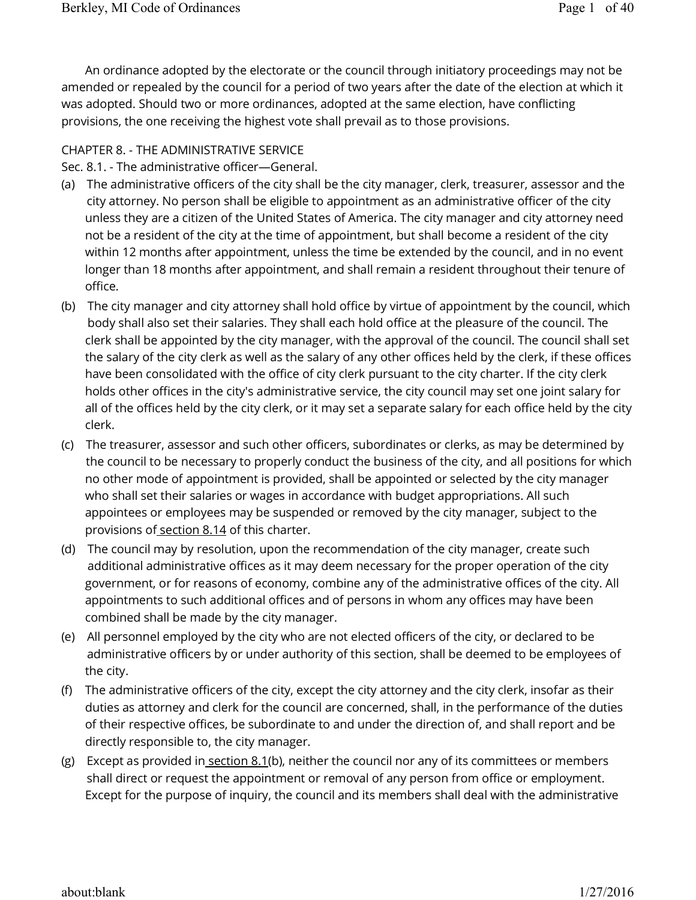An ordinance adopted by the electorate or the council through initiatory proceedings may not be amended or repealed by the council for a period of two years after the date of the election at which it was adopted. Should two or more ordinances, adopted at the same election, have conflicting provisions, the one receiving the highest vote shall prevail as to those provisions.

## CHAPTER 8. - THE ADMINISTRATIVE SERVICE

### Sec. 8.1. - The administrative officer—General.

(a) The administrative officers of the city shall be the city manager, clerk, treasurer, assessor and the city attorney. No person shall be eligible to appointment as an administrative officer of the city unless they are a citizen of the United States of America. The city manager and city attorney need not be a resident of the city at the time of appointment, but shall become a resident of the city within 12 months after appointment, unless the time be extended by the council, and in no event longer than 18 months after appointment, and shall remain a resident throughout their tenure of office.

(b) The city manager and city attorney shall hold office by virtue of appointment by the council, which body shall also set their salaries. They shall each hold office at the pleasure of the council. The clerk shall be appointed by the city manager, with the approval of the council. The council shall set the salary of the city clerk as well as the salary of any other offices held by the clerk, if these offices have been consolidated with the office of city clerk pursuant to the city charter. If the city clerk holds other offices in the city's administrative service, the city council may set one joint salary for all of the offices held by the city clerk, or it may set a separate salary for each office held by the city clerk.

(c) The treasurer, assessor and such other officers, subordinates or clerks, as may be determined by the council to be necessary to properly conduct the business of the city, and all positions for which no other mode of appointment is provided, shall be appointed or selected by the city manager who shall set their salaries or wages in accordance with budget appropriations. All such appointees or employees may be suspended or removed by the city manager, subject to the provisions of section 8.14 of this charter.

(d) The council may by resolution, upon the recommendation of the city manager, create such additional administrative offices as it may deem necessary for the proper operation of the city government, or for reasons of economy, combine any of the administrative offices of the city. All appointments to such additional offices and of persons in whom any offices may have been combined shall be made by the city manager.

(e) All personnel employed by the city who are not elected officers of the city, or declared to be administrative officers by or under authority of this section, shall be deemed to be employees of the city.

(f) The administrative officers of the city, except the city attorney and the city clerk, insofar as their duties as attorney and clerk for the council are concerned, shall, in the performance of the duties of their respective offices, be subordinate to and under the direction of, and shall report and be directly responsible to, the city manager.

(g) Except as provided in section 8.1(b), neither the council nor any of its committees or members shall direct or request the appointment or removal of any person from office or employment. Except for the purpose of inquiry, the council and its members shall deal with the administrative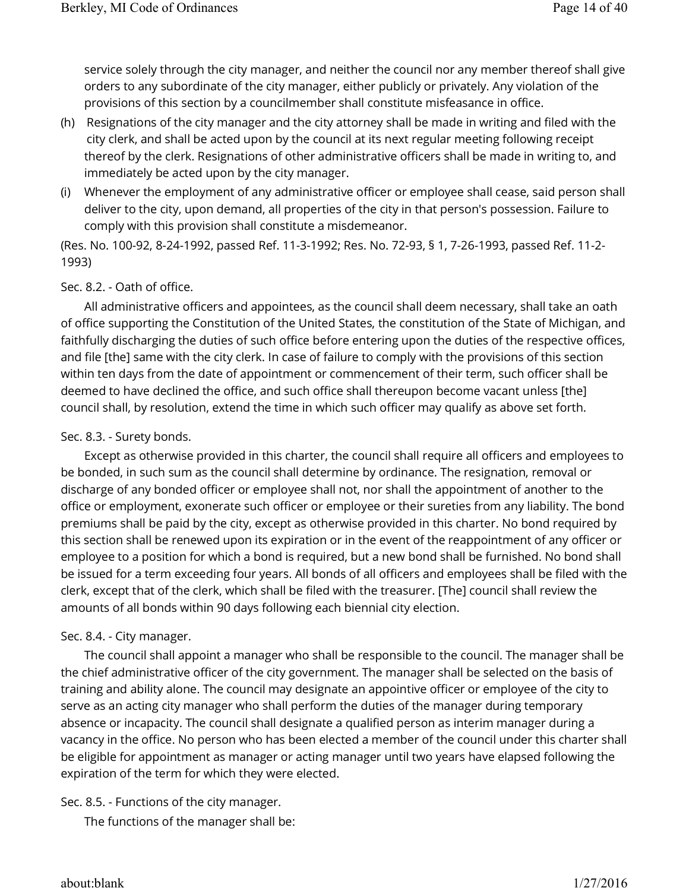service solely through the city manager, and neither the council nor any member thereof shall give orders to any subordinate of the city manager, either publicly or privately. Any violation of the provisions of this section by a councilmember shall constitute misfeasance in office.

(h) Resignations of the city manager and the city attorney shall be made in writing and filed with the city clerk, and shall be acted upon by the council at its next regular meeting following receipt thereof by the clerk. Resignations of other administrative officers shall be made in writing to, and immediately be acted upon by the city manager.

(i) Whenever the employment of any administrative officer or employee shall cease, said person shall deliver to the city, upon demand, all properties of the city in that person's possession. Failure to comply with this provision shall constitute a misdemeanor.

(Res. No. 100-92, 8-24-1992, passed Ref. 11-3-1992; Res. No. 72-93, § 1, 7-26-1993, passed Ref. 11-2-1993)

Sec. 8.2. - Oath of office.

All administrative officers and appointees, as the council shall deem necessary, shall take an oath of office supporting the Constitution of the United States, the constitution of the State of Michigan, and faithfully discharging the duties of such office before entering upon the duties of the respective offices, and file [the] same with the city clerk. In case of failure to comply with the provisions of this section within ten days from the date of appointment or commencement of their term, such officer shall be deemed to have declined the office, and such office shall thereupon become vacant unless [the] council shall, by resolution, extend the time in which such officer may qualify as above set forth.

Sec. 8.3. - Surety bonds.

Except as otherwise provided in this charter, the council shall require all officers and employees to be bonded, in such sum as the council shall determine by ordinance. The resignation, removal or discharge of any bonded officer or employee shall not, nor shall the appointment of another to the office or employment, exonerate such officer or employee or their sureties from any liability. The bond premiums shall be paid by the city, except as otherwise provided in this charter. No bond required by this section shall be renewed upon its expiration or in the event of the reappointment of any officer or employee to a position for which a bond is required, but a new bond shall be furnished. No bond shall be issued for a term exceeding four years. All bonds of all officers and employees shall be filed with the clerk, except that of the clerk, which shall be filed with the treasurer. [The] council shall review the amounts of all bonds within 90 days following each biennial city election.

Sec. 8.4. - City manager.

The council shall appoint a manager who shall be responsible to the council. The manager shall be the chief administrative officer of the city government. The manager shall be selected on the basis of training and ability alone. The council may designate an appointive officer or employee of the city to serve as an acting city manager who shall perform the duties of the manager during temporary absence or incapacity. The council shall designate a qualified person as interim manager during a vacancy in the office. No person who has been elected a member of the council under this charter shall be eligible for appointment as manager or acting manager until two years have elapsed following the expiration of the term for which they were elected.

Sec. 8.5. - Functions of the city manager.

The functions of the manager shall be: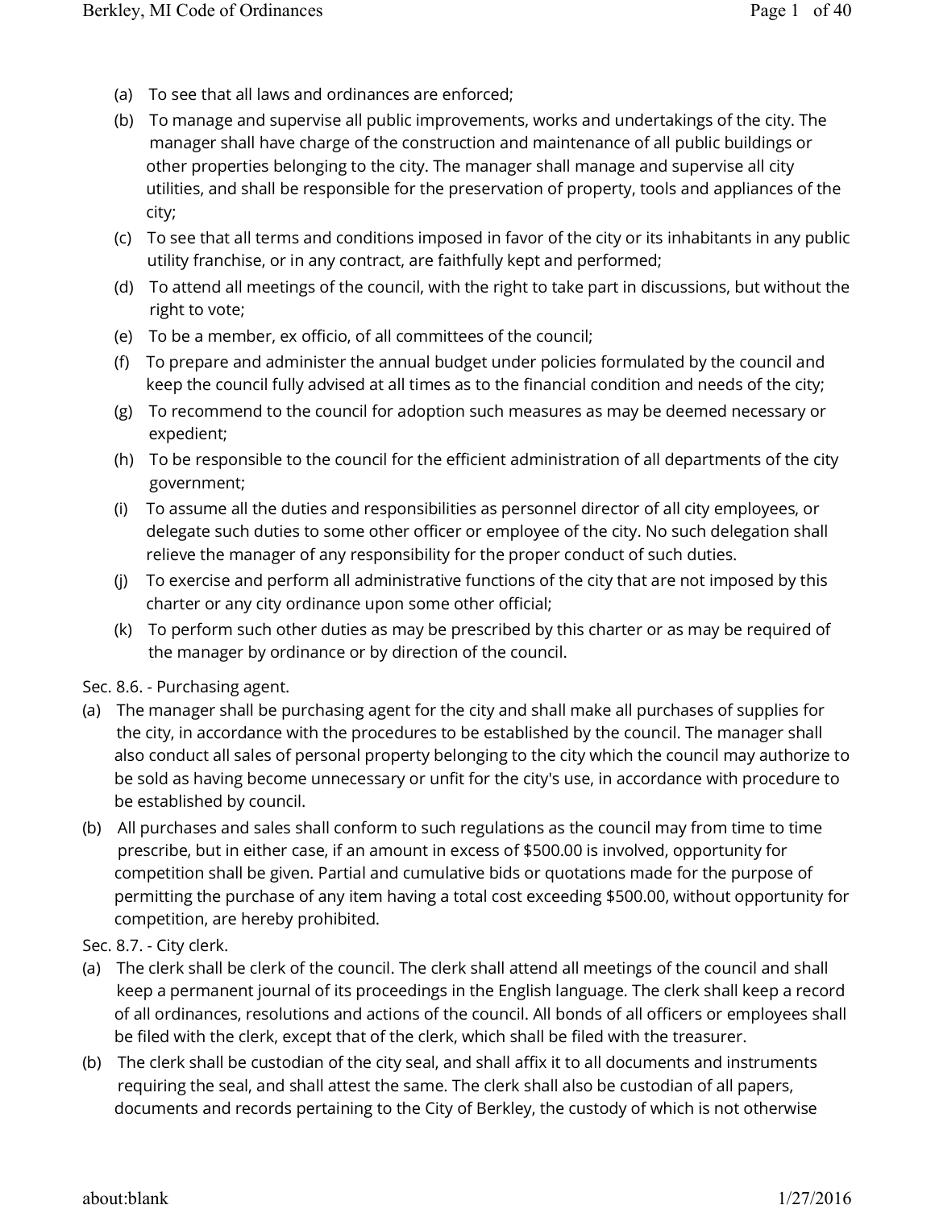(a) To see that all laws and ordinances are enforced;

(b) To manage and supervise all public improvements, works and undertakings of the city. The manager shall have charge of the construction and maintenance of all public buildings or other properties belonging to the city. The manager shall manage and supervise all city utilities, and shall be responsible for the preservation of property, tools and appliances of the city;

(c) To see that all terms and conditions imposed in favor of the city or its inhabitants in any public utility franchise, or in any contract, are faithfully kept and performed;

(d) To attend all meetings of the council, with the right to take part in discussions, but without the right to vote;

(e) To be a member, ex officio, of all committees of the council;

(f) To prepare and administer the annual budget under policies formulated by the council and keep the council fully advised at all times as to the financial condition and needs of the city;

(g) To recommend to the council for adoption such measures as may be deemed necessary or expedient;

(h) To be responsible to the council for the efficient administration of all departments of the city government;

(i) To assume all the duties and responsibilities as personnel director of all city employees, or delegate such duties to some other officer or employee of the city. No such delegation shall relieve the manager of any responsibility for the proper conduct of such duties.

(j) To exercise and perform all administrative functions of the city that are not imposed by this charter or any city ordinance upon some other official;

(k) To perform such other duties as may be prescribed by this charter or as may be required of the manager by ordinance or by direction of the council.

Sec. 8.6. - Purchasing agent.

(a) The manager shall be purchasing agent for the city and shall make all purchases of supplies for the city, in accordance with the procedures to be established by the council. The manager shall also conduct all sales of personal property belonging to the city which the council may authorize to be sold as having become unnecessary or unfit for the city's use, in accordance with procedure to be established by council.

(b) All purchases and sales shall conform to such regulations as the council may from time to time prescribe, but in either case, if an amount in excess of $500.00 is involved, opportunity for competition shall be given. Partial and cumulative bids or quotations made for the purpose of permitting the purchase of any item having a total cost exceeding $500.00, without opportunity for competition, are hereby prohibited.

Sec. 8.7. - City clerk.

(a) The clerk shall be clerk of the council. The clerk shall attend all meetings of the council and shall keep a permanent journal of its proceedings in the English language. The clerk shall keep a record of all ordinances, resolutions and actions of the council. All bonds of all officers or employees shall be filed with the clerk, except that of the clerk, which shall be filed with the treasurer.

(b) The clerk shall be custodian of the city seal, and shall affix it to all documents and instruments requiring the seal, and shall attest the same. The clerk shall also be custodian of all papers, documents and records pertaining to the City of Berkley, the custody of which is not otherwise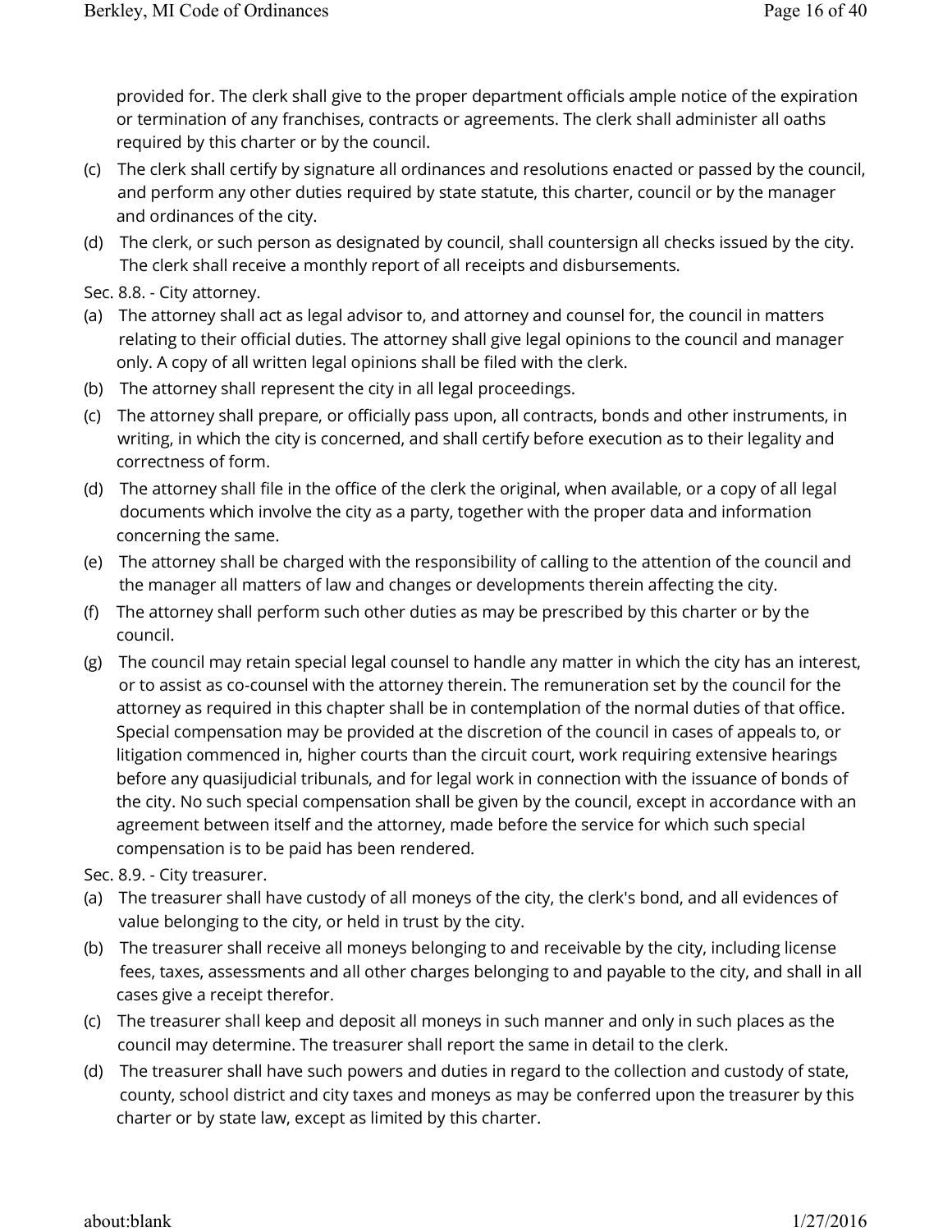provided for. The clerk shall give to the proper department officials ample notice of the expiration or termination of any franchises, contracts or agreements. The clerk shall administer all oaths required by this charter or by the council.

(c) The clerk shall certify by signature all ordinances and resolutions enacted or passed by the council, and perform any other duties required by state statute, this charter, council or by the manager and ordinances of the city.

(d) The clerk, or such person as designated by council, shall countersign all checks issued by the city. The clerk shall receive a monthly report of all receipts and disbursements.

Sec. 8.8. - City attorney.

(a) The attorney shall act as legal advisor to, and attorney and counsel for, the council in matters relating to their official duties. The attorney shall give legal opinions to the council and manager only. A copy of all written legal opinions shall be filed with the clerk.

(b) The attorney shall represent the city in all legal proceedings.

(c) The attorney shall prepare, or officially pass upon, all contracts, bonds and other instruments, in writing, in which the city is concerned, and shall certify before execution as to their legality and correctness of form.

(d) The attorney shall file in the office of the clerk the original, when available, or a copy of all legal documents which involve the city as a party, together with the proper data and information concerning the same.

(e) The attorney shall be charged with the responsibility of calling to the attention of the council and the manager all matters of law and changes or developments therein affecting the city.

(f) The attorney shall perform such other duties as may be prescribed by this charter or by the council.

(g) The council may retain special legal counsel to handle any matter in which the city has an interest, or to assist as co-counsel with the attorney therein. The remuneration set by the council for the attorney as required in this chapter shall be in contemplation of the normal duties of that office. Special compensation may be provided at the discretion of the council in cases of appeals to, or litigation commenced in, higher courts than the circuit court, work requiring extensive hearings before any quasijudicial tribunals, and for legal work in connection with the issuance of bonds of the city. No such special compensation shall be given by the council, except in accordance with an agreement between itself and the attorney, made before the service for which such special compensation is to be paid has been rendered.

Sec. 8.9. - City treasurer.

(a) The treasurer shall have custody of all moneys of the city, the clerk's bond, and all evidences of value belonging to the city, or held in trust by the city.

(b) The treasurer shall receive all moneys belonging to and receivable by the city, including license fees, taxes, assessments and all other charges belonging to and payable to the city, and shall in all cases give a receipt therefor.

(c) The treasurer shall keep and deposit all moneys in such manner and only in such places as the council may determine. The treasurer shall report the same in detail to the clerk.

(d) The treasurer shall have such powers and duties in regard to the collection and custody of state, county, school district and city taxes and moneys as may be conferred upon the treasurer by this charter or by state law, except as limited by this charter.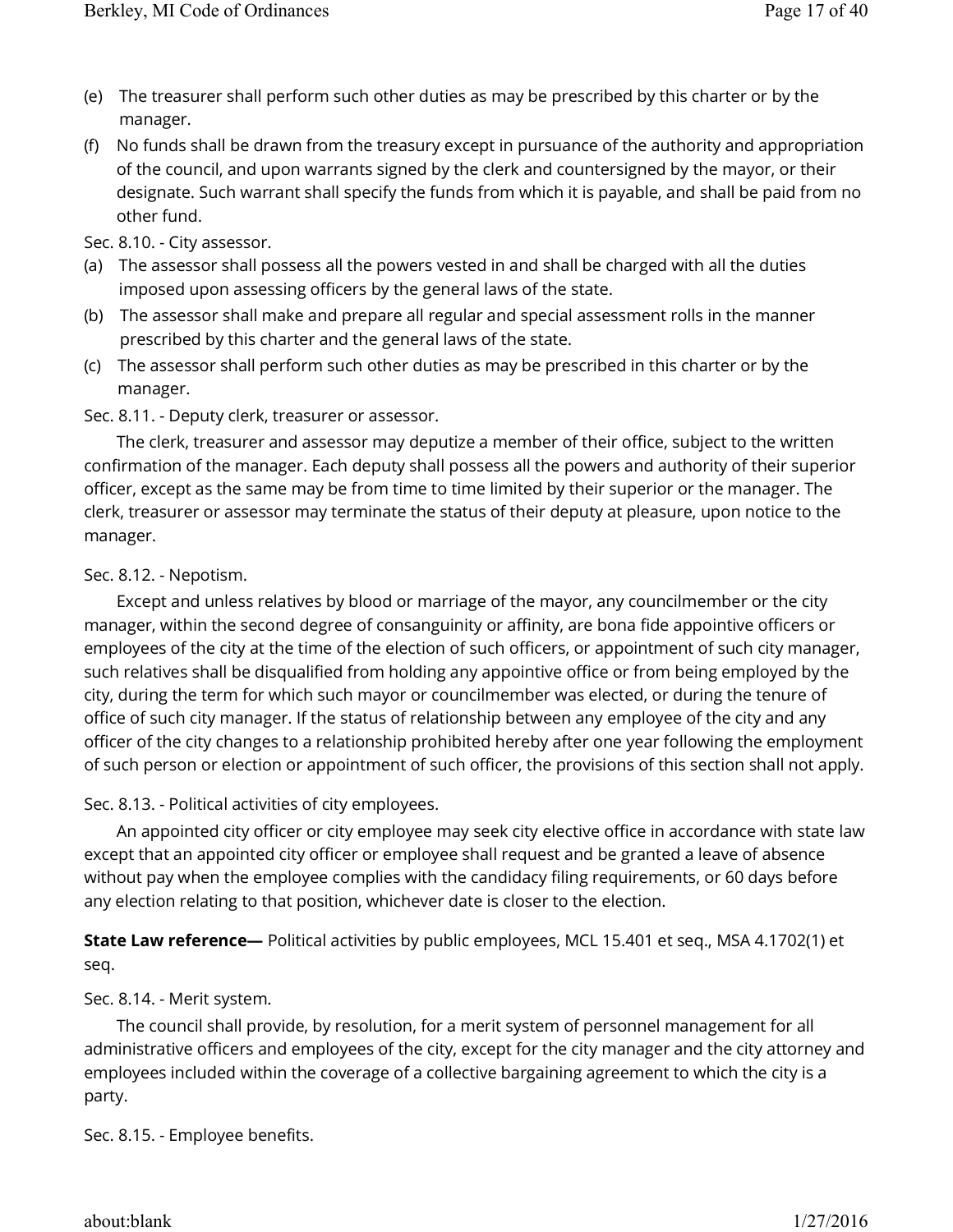(e) The treasurer shall perform such other duties as may be prescribed by this charter or by the manager.

(f) No funds shall be drawn from the treasury except in pursuance of the authority and appropriation of the council, and upon warrants signed by the clerk and countersigned by the mayor, or their designate. Such warrant shall specify the funds from which it is payable, and shall be paid from no other fund.

Sec. 8.10. - City assessor.

(a) The assessor shall possess all the powers vested in and shall be charged with all the duties imposed upon assessing officers by the general laws of the state.

(b) The assessor shall make and prepare all regular and special assessment rolls in the manner prescribed by this charter and the general laws of the state.

(c) The assessor shall perform such other duties as may be prescribed in this charter or by the manager.

Sec. 8.11. - Deputy clerk, treasurer or assessor.

The clerk, treasurer and assessor may deputize a member of their office, subject to the written confirmation of the manager. Each deputy shall possess all the powers and authority of their superior officer, except as the same may be from time to time limited by their superior or the manager. The clerk, treasurer or assessor may terminate the status of their deputy at pleasure, upon notice to the manager.

Sec. 8.12. - Nepotism.

Except and unless relatives by blood or marriage of the mayor, any councilmember or the city manager, within the second degree of consanguinity or affinity, are bona fide appointive officers or employees of the city at the time of the election of such officers, or appointment of such city manager, such relatives shall be disqualified from holding any appointive office or from being employed by the city, during the term for which such mayor or councilmember was elected, or during the tenure of office of such city manager. If the status of relationship between any employee of the city and any officer of the city changes to a relationship prohibited hereby after one year following the employment of such person or election or appointment of such officer, the provisions of this section shall not apply.

Sec. 8.13. - Political activities of city employees.

An appointed city officer or city employee may seek city elective office in accordance with state law except that an appointed city officer or employee shall request and be granted a leave of absence without pay when the employee complies with the candidacy filing requirements, or 60 days before any election relating to that position, whichever date is closer to the election.

**State Law reference—** Political activities by public employees, MCL 15.401 et seq., MSA 4.1702(1) et seq.

Sec. 8.14. - Merit system.

The council shall provide, by resolution, for a merit system of personnel management for all administrative officers and employees of the city, except for the city manager and the city attorney and employees included within the coverage of a collective bargaining agreement to which the city is a party.

Sec. 8.15. - Employee benefits.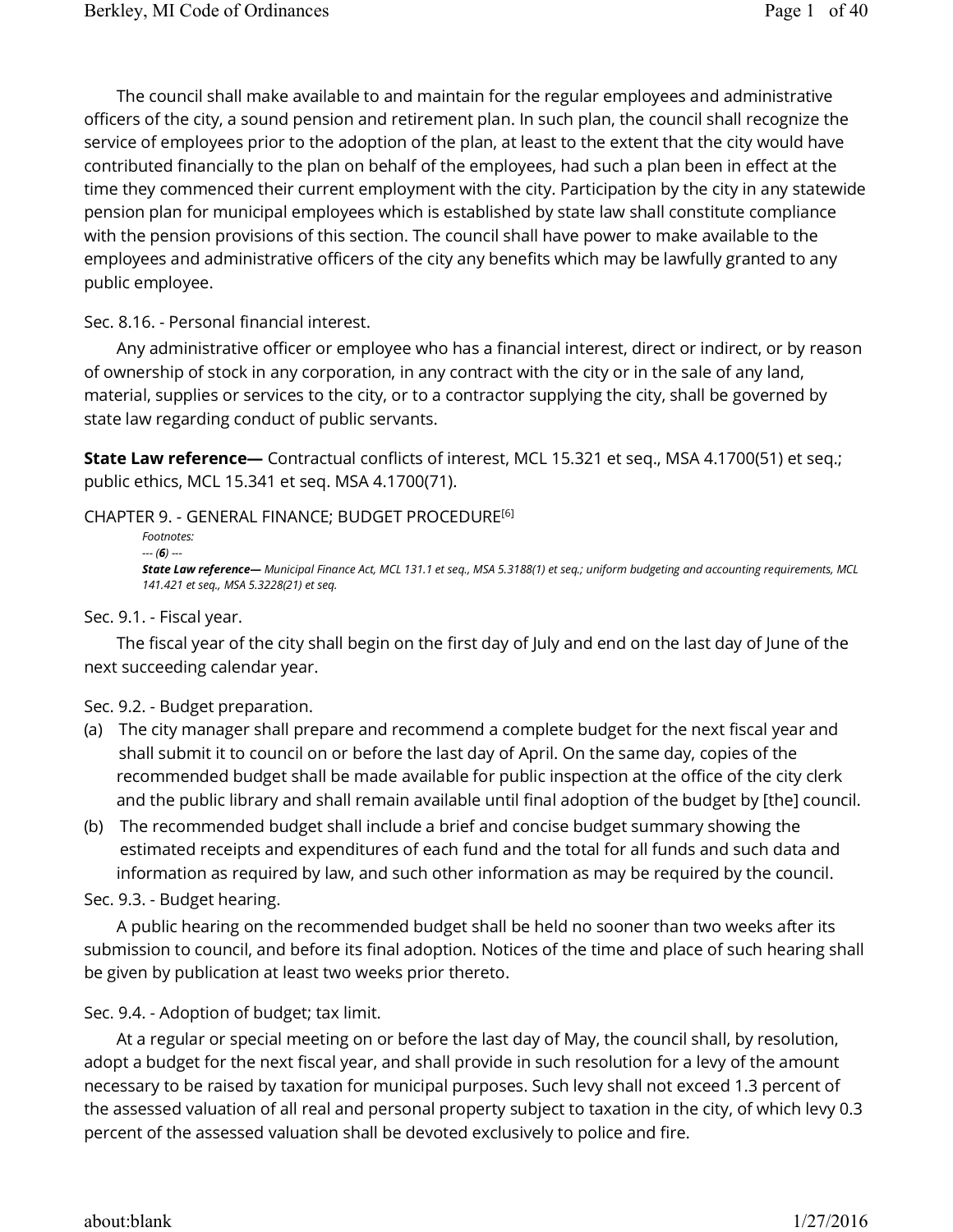The council shall make available to and maintain for the regular employees and administrative officers of the city, a sound pension and retirement plan. In such plan, the council shall recognize the service of employees prior to the adoption of the plan, at least to the extent that the city would have contributed financially to the plan on behalf of the employees, had such a plan been in effect at the time they commenced their current employment with the city. Participation by the city in any statewide pension plan for municipal employees which is established by state law shall constitute compliance with the pension provisions of this section. The council shall have power to make available to the employees and administrative officers of the city any benefits which may be lawfully granted to any public employee.

Sec. 8.16. - Personal financial interest.

Any administrative officer or employee who has a financial interest, direct or indirect, or by reason of ownership of stock in any corporation, in any contract with the city or in the sale of any land, material, supplies or services to the city, or to a contractor supplying the city, shall be governed by state law regarding conduct of public servants.

**State Law reference—** Contractual conflicts of interest, MCL 15.321 et seq., MSA 4.1700(51) et seq.; public ethics, MCL 15.341 et seq. MSA 4.1700(71).

CHAPTER 9. - GENERAL FINANCE; BUDGET PROCEDURE[6]

*Footnotes:*

*--- (**6**) ---*

***State Law reference—** Municipal Finance Act, MCL 131.1 et seq., MSA 5.3188(1) et seq.; uniform budgeting and accounting requirements, MCL 141.421 et seq., MSA 5.3228(21) et seq.*

Sec. 9.1. - Fiscal year.

The fiscal year of the city shall begin on the first day of July and end on the last day of June of the next succeeding calendar year.

Sec. 9.2. - Budget preparation.

(a) The city manager shall prepare and recommend a complete budget for the next fiscal year and shall submit it to council on or before the last day of April. On the same day, copies of the recommended budget shall be made available for public inspection at the office of the city clerk and the public library and shall remain available until final adoption of the budget by [the] council.

(b) The recommended budget shall include a brief and concise budget summary showing the estimated receipts and expenditures of each fund and the total for all funds and such data and information as required by law, and such other information as may be required by the council.

Sec. 9.3. - Budget hearing.

A public hearing on the recommended budget shall be held no sooner than two weeks after its submission to council, and before its final adoption. Notices of the time and place of such hearing shall be given by publication at least two weeks prior thereto.

Sec. 9.4. - Adoption of budget; tax limit.

At a regular or special meeting on or before the last day of May, the council shall, by resolution, adopt a budget for the next fiscal year, and shall provide in such resolution for a levy of the amount necessary to be raised by taxation for municipal purposes. Such levy shall not exceed 1.3 percent of the assessed valuation of all real and personal property subject to taxation in the city, of which levy 0.3 percent of the assessed valuation shall be devoted exclusively to police and fire.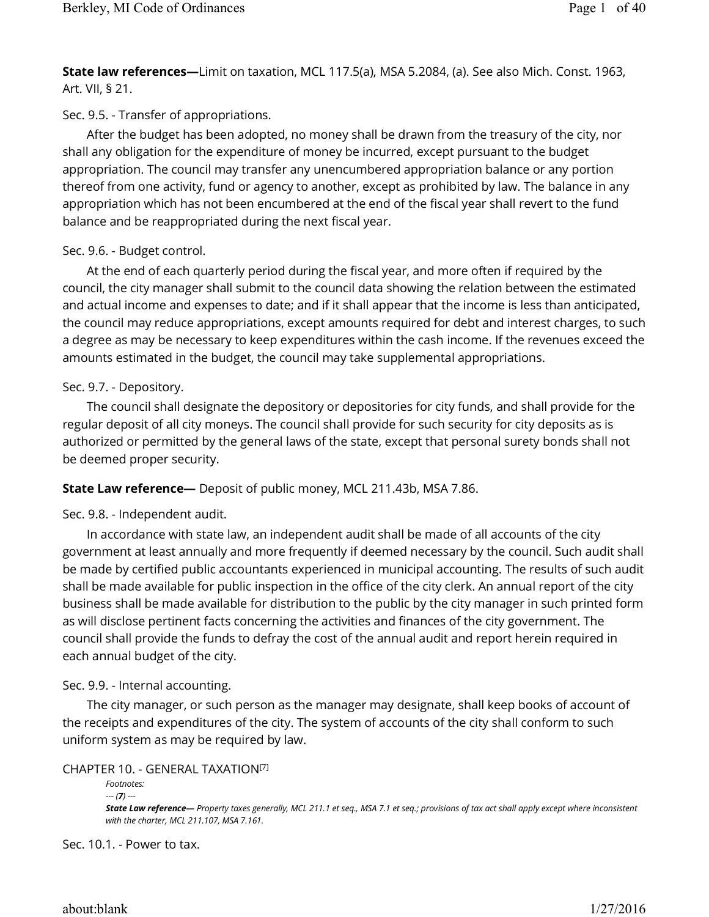**State law references—**Limit on taxation, MCL 117.5(a), MSA 5.2084, (a). See also Mich. Const. 1963, Art. VII, § 21.

Sec. 9.5. - Transfer of appropriations.

After the budget has been adopted, no money shall be drawn from the treasury of the city, nor shall any obligation for the expenditure of money be incurred, except pursuant to the budget appropriation. The council may transfer any unencumbered appropriation balance or any portion thereof from one activity, fund or agency to another, except as prohibited by law. The balance in any appropriation which has not been encumbered at the end of the fiscal year shall revert to the fund balance and be reappropriated during the next fiscal year.

Sec. 9.6. - Budget control.

At the end of each quarterly period during the fiscal year, and more often if required by the council, the city manager shall submit to the council data showing the relation between the estimated and actual income and expenses to date; and if it shall appear that the income is less than anticipated, the council may reduce appropriations, except amounts required for debt and interest charges, to such a degree as may be necessary to keep expenditures within the cash income. If the revenues exceed the amounts estimated in the budget, the council may take supplemental appropriations.

Sec. 9.7. - Depository.

The council shall designate the depository or depositories for city funds, and shall provide for the regular deposit of all city moneys. The council shall provide for such security for city deposits as is authorized or permitted by the general laws of the state, except that personal surety bonds shall not be deemed proper security.

**State Law reference—** Deposit of public money, MCL 211.43b, MSA 7.86.

Sec. 9.8. - Independent audit.

In accordance with state law, an independent audit shall be made of all accounts of the city government at least annually and more frequently if deemed necessary by the council. Such audit shall be made by certified public accountants experienced in municipal accounting. The results of such audit shall be made available for public inspection in the office of the city clerk. An annual report of the city business shall be made available for distribution to the public by the city manager in such printed form as will disclose pertinent facts concerning the activities and finances of the city government. The council shall provide the funds to defray the cost of the annual audit and report herein required in each annual budget of the city.

Sec. 9.9. - Internal accounting.

The city manager, or such person as the manager may designate, shall keep books of account of the receipts and expenditures of the city. The system of accounts of the city shall conform to such uniform system as may be required by law.

CHAPTER 10. - GENERAL TAXATION[7]

*Footnotes:*

*--- (**7**) ---*

***State Law reference—** Property taxes generally, MCL 211.1 et seq., MSA 7.1 et seq.; provisions of tax act shall apply except where inconsistent with the charter, MCL 211.107, MSA 7.161.*

Sec. 10.1. - Power to tax.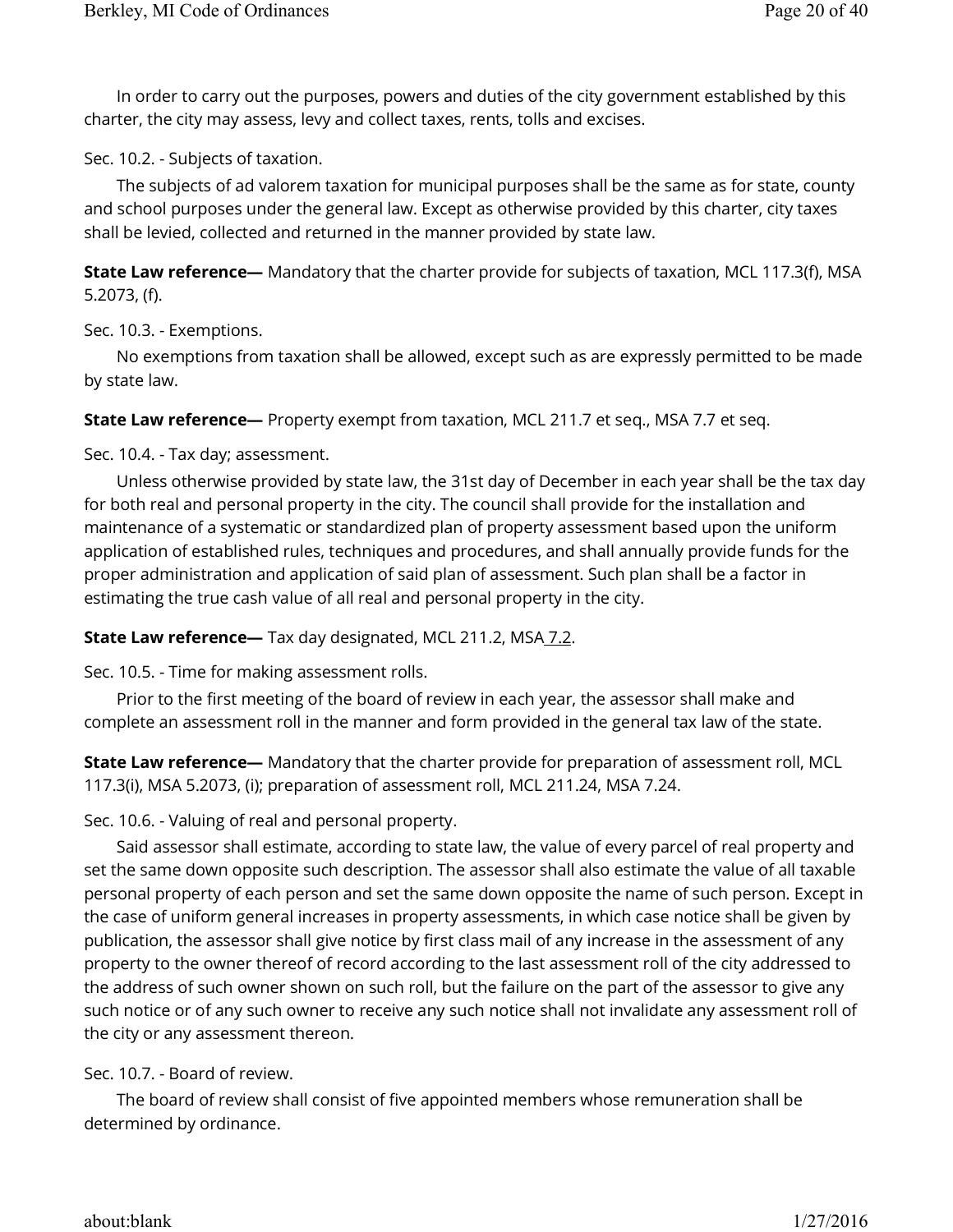In order to carry out the purposes, powers and duties of the city government established by this charter, the city may assess, levy and collect taxes, rents, tolls and excises.

Sec. 10.2. - Subjects of taxation.

The subjects of ad valorem taxation for municipal purposes shall be the same as for state, county and school purposes under the general law. Except as otherwise provided by this charter, city taxes shall be levied, collected and returned in the manner provided by state law.

**State Law reference—** Mandatory that the charter provide for subjects of taxation, MCL 117.3(f), MSA 5.2073, (f).

Sec. 10.3. - Exemptions.

No exemptions from taxation shall be allowed, except such as are expressly permitted to be made by state law.

**State Law reference—** Property exempt from taxation, MCL 211.7 et seq., MSA 7.7 et seq.

Sec. 10.4. - Tax day; assessment.

Unless otherwise provided by state law, the 31st day of December in each year shall be the tax day for both real and personal property in the city. The council shall provide for the installation and maintenance of a systematic or standardized plan of property assessment based upon the uniform application of established rules, techniques and procedures, and shall annually provide funds for the proper administration and application of said plan of assessment. Such plan shall be a factor in estimating the true cash value of all real and personal property in the city.

**State Law reference—** Tax day designated, MCL 211.2, MSA 7.2.

Sec. 10.5. - Time for making assessment rolls.

Prior to the first meeting of the board of review in each year, the assessor shall make and complete an assessment roll in the manner and form provided in the general tax law of the state.

**State Law reference—** Mandatory that the charter provide for preparation of assessment roll, MCL 117.3(i), MSA 5.2073, (i); preparation of assessment roll, MCL 211.24, MSA 7.24.

Sec. 10.6. - Valuing of real and personal property.

Said assessor shall estimate, according to state law, the value of every parcel of real property and set the same down opposite such description. The assessor shall also estimate the value of all taxable personal property of each person and set the same down opposite the name of such person. Except in the case of uniform general increases in property assessments, in which case notice shall be given by publication, the assessor shall give notice by first class mail of any increase in the assessment of any property to the owner thereof of record according to the last assessment roll of the city addressed to the address of such owner shown on such roll, but the failure on the part of the assessor to give any such notice or of any such owner to receive any such notice shall not invalidate any assessment roll of the city or any assessment thereon.

Sec. 10.7. - Board of review.

The board of review shall consist of five appointed members whose remuneration shall be determined by ordinance.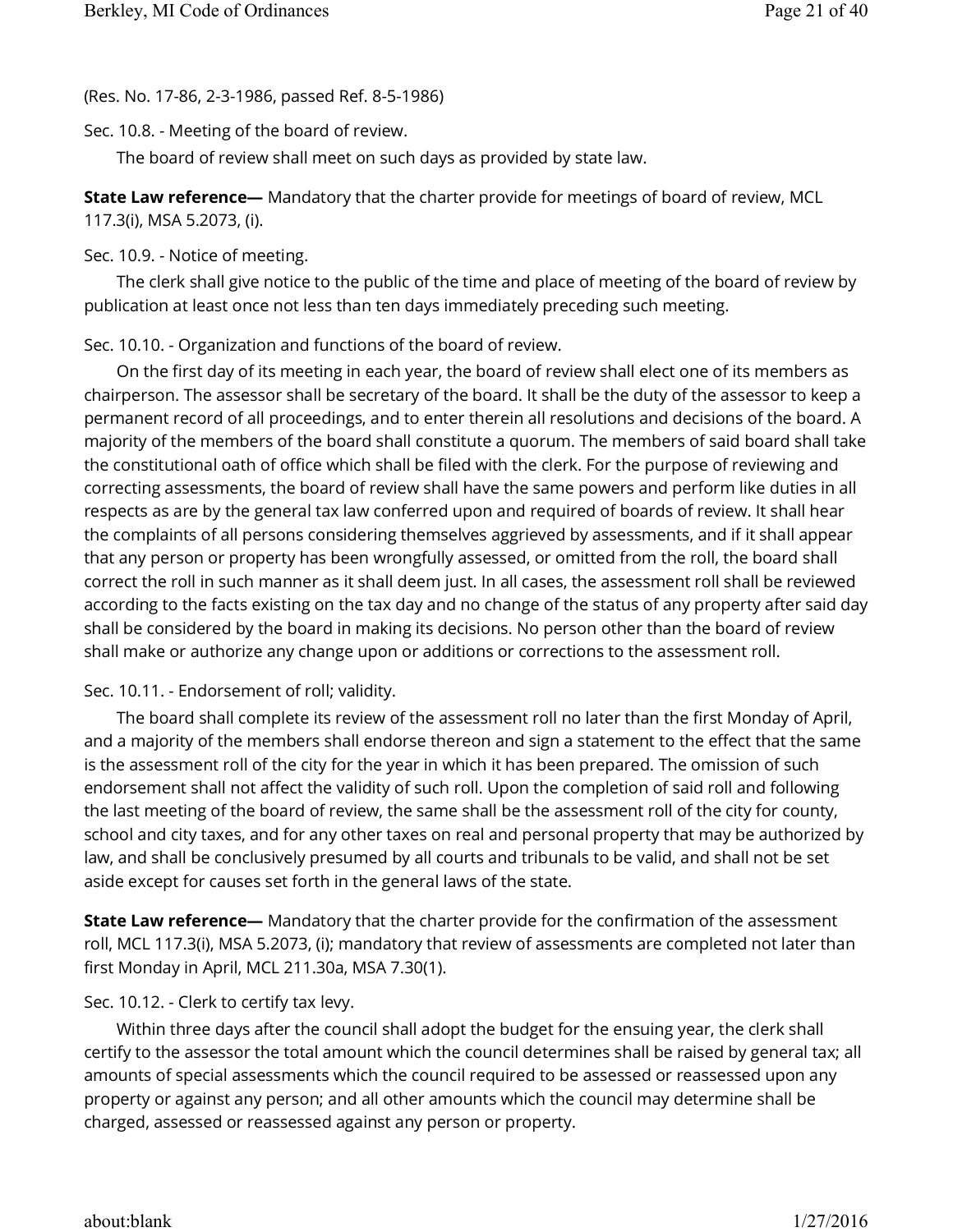(Res. No. 17-86, 2-3-1986, passed Ref. 8-5-1986)

Sec. 10.8. - Meeting of the board of review.

The board of review shall meet on such days as provided by state law.

**State Law reference—** Mandatory that the charter provide for meetings of board of review, MCL 117.3(i), MSA 5.2073, (i).

Sec. 10.9. - Notice of meeting.

The clerk shall give notice to the public of the time and place of meeting of the board of review by publication at least once not less than ten days immediately preceding such meeting.

Sec. 10.10. - Organization and functions of the board of review.

On the first day of its meeting in each year, the board of review shall elect one of its members as chairperson. The assessor shall be secretary of the board. It shall be the duty of the assessor to keep a permanent record of all proceedings, and to enter therein all resolutions and decisions of the board. A majority of the members of the board shall constitute a quorum. The members of said board shall take the constitutional oath of office which shall be filed with the clerk. For the purpose of reviewing and correcting assessments, the board of review shall have the same powers and perform like duties in all respects as are by the general tax law conferred upon and required of boards of review. It shall hear the complaints of all persons considering themselves aggrieved by assessments, and if it shall appear that any person or property has been wrongfully assessed, or omitted from the roll, the board shall correct the roll in such manner as it shall deem just. In all cases, the assessment roll shall be reviewed according to the facts existing on the tax day and no change of the status of any property after said day shall be considered by the board in making its decisions. No person other than the board of review shall make or authorize any change upon or additions or corrections to the assessment roll.

Sec. 10.11. - Endorsement of roll; validity.

The board shall complete its review of the assessment roll no later than the first Monday of April, and a majority of the members shall endorse thereon and sign a statement to the effect that the same is the assessment roll of the city for the year in which it has been prepared. The omission of such endorsement shall not affect the validity of such roll. Upon the completion of said roll and following the last meeting of the board of review, the same shall be the assessment roll of the city for county, school and city taxes, and for any other taxes on real and personal property that may be authorized by law, and shall be conclusively presumed by all courts and tribunals to be valid, and shall not be set aside except for causes set forth in the general laws of the state.

**State Law reference—** Mandatory that the charter provide for the confirmation of the assessment roll, MCL 117.3(i), MSA 5.2073, (i); mandatory that review of assessments are completed not later than first Monday in April, MCL 211.30a, MSA 7.30(1).

Sec. 10.12. - Clerk to certify tax levy.

Within three days after the council shall adopt the budget for the ensuing year, the clerk shall certify to the assessor the total amount which the council determines shall be raised by general tax; all amounts of special assessments which the council required to be assessed or reassessed upon any property or against any person; and all other amounts which the council may determine shall be charged, assessed or reassessed against any person or property.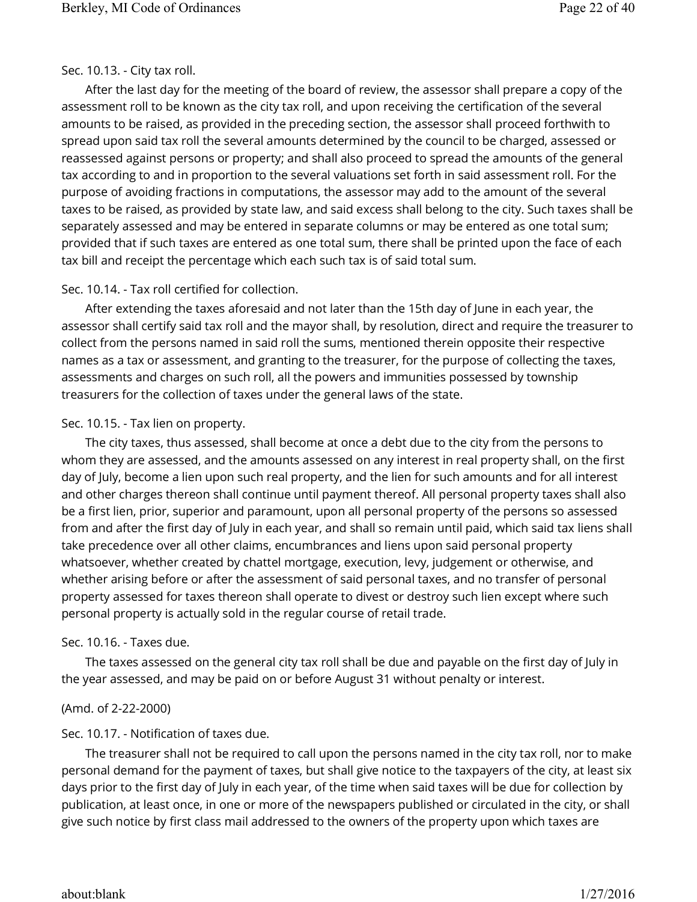Sec. 10.13. - City tax roll.

After the last day for the meeting of the board of review, the assessor shall prepare a copy of the assessment roll to be known as the city tax roll, and upon receiving the certification of the several amounts to be raised, as provided in the preceding section, the assessor shall proceed forthwith to spread upon said tax roll the several amounts determined by the council to be charged, assessed or reassessed against persons or property; and shall also proceed to spread the amounts of the general tax according to and in proportion to the several valuations set forth in said assessment roll. For the purpose of avoiding fractions in computations, the assessor may add to the amount of the several taxes to be raised, as provided by state law, and said excess shall belong to the city. Such taxes shall be separately assessed and may be entered in separate columns or may be entered as one total sum; provided that if such taxes are entered as one total sum, there shall be printed upon the face of each tax bill and receipt the percentage which each such tax is of said total sum.

Sec. 10.14. - Tax roll certified for collection.

After extending the taxes aforesaid and not later than the 15th day of June in each year, the assessor shall certify said tax roll and the mayor shall, by resolution, direct and require the treasurer to collect from the persons named in said roll the sums, mentioned therein opposite their respective names as a tax or assessment, and granting to the treasurer, for the purpose of collecting the taxes, assessments and charges on such roll, all the powers and immunities possessed by township treasurers for the collection of taxes under the general laws of the state.

Sec. 10.15. - Tax lien on property.

The city taxes, thus assessed, shall become at once a debt due to the city from the persons to whom they are assessed, and the amounts assessed on any interest in real property shall, on the first day of July, become a lien upon such real property, and the lien for such amounts and for all interest and other charges thereon shall continue until payment thereof. All personal property taxes shall also be a first lien, prior, superior and paramount, upon all personal property of the persons so assessed from and after the first day of July in each year, and shall so remain until paid, which said tax liens shall take precedence over all other claims, encumbrances and liens upon said personal property whatsoever, whether created by chattel mortgage, execution, levy, judgement or otherwise, and whether arising before or after the assessment of said personal taxes, and no transfer of personal property assessed for taxes thereon shall operate to divest or destroy such lien except where such personal property is actually sold in the regular course of retail trade.

Sec. 10.16. - Taxes due.

The taxes assessed on the general city tax roll shall be due and payable on the first day of July in the year assessed, and may be paid on or before August 31 without penalty or interest.

(Amd. of 2-22-2000)

Sec. 10.17. - Notification of taxes due.

The treasurer shall not be required to call upon the persons named in the city tax roll, nor to make personal demand for the payment of taxes, but shall give notice to the taxpayers of the city, at least six days prior to the first day of July in each year, of the time when said taxes will be due for collection by publication, at least once, in one or more of the newspapers published or circulated in the city, or shall give such notice by first class mail addressed to the owners of the property upon which taxes are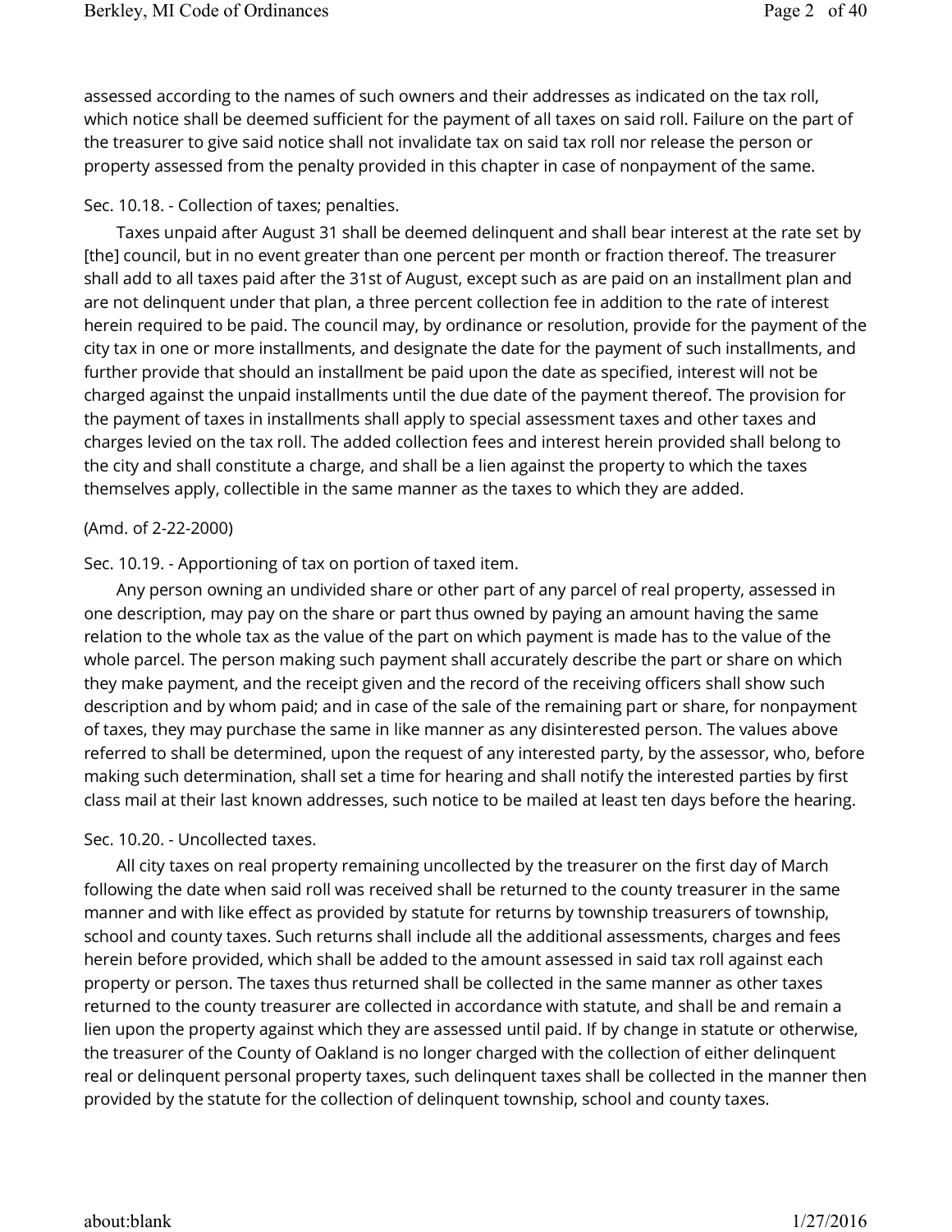assessed according to the names of such owners and their addresses as indicated on the tax roll, which notice shall be deemed sufficient for the payment of all taxes on said roll. Failure on the part of the treasurer to give said notice shall not invalidate tax on said tax roll nor release the person or property assessed from the penalty provided in this chapter in case of nonpayment of the same.

Sec. 10.18. - Collection of taxes; penalties.

Taxes unpaid after August 31 shall be deemed delinquent and shall bear interest at the rate set by [the] council, but in no event greater than one percent per month or fraction thereof. The treasurer shall add to all taxes paid after the 31st of August, except such as are paid on an installment plan and are not delinquent under that plan, a three percent collection fee in addition to the rate of interest herein required to be paid. The council may, by ordinance or resolution, provide for the payment of the city tax in one or more installments, and designate the date for the payment of such installments, and further provide that should an installment be paid upon the date as specified, interest will not be charged against the unpaid installments until the due date of the payment thereof. The provision for the payment of taxes in installments shall apply to special assessment taxes and other taxes and charges levied on the tax roll. The added collection fees and interest herein provided shall belong to the city and shall constitute a charge, and shall be a lien against the property to which the taxes themselves apply, collectible in the same manner as the taxes to which they are added.

(Amd. of 2-22-2000)

Sec. 10.19. - Apportioning of tax on portion of taxed item.

Any person owning an undivided share or other part of any parcel of real property, assessed in one description, may pay on the share or part thus owned by paying an amount having the same relation to the whole tax as the value of the part on which payment is made has to the value of the whole parcel. The person making such payment shall accurately describe the part or share on which they make payment, and the receipt given and the record of the receiving officers shall show such description and by whom paid; and in case of the sale of the remaining part or share, for nonpayment of taxes, they may purchase the same in like manner as any disinterested person. The values above referred to shall be determined, upon the request of any interested party, by the assessor, who, before making such determination, shall set a time for hearing and shall notify the interested parties by first class mail at their last known addresses, such notice to be mailed at least ten days before the hearing.

Sec. 10.20. - Uncollected taxes.

All city taxes on real property remaining uncollected by the treasurer on the first day of March following the date when said roll was received shall be returned to the county treasurer in the same manner and with like effect as provided by statute for returns by township treasurers of township, school and county taxes. Such returns shall include all the additional assessments, charges and fees herein before provided, which shall be added to the amount assessed in said tax roll against each property or person. The taxes thus returned shall be collected in the same manner as other taxes returned to the county treasurer are collected in accordance with statute, and shall be and remain a lien upon the property against which they are assessed until paid. If by change in statute or otherwise, the treasurer of the County of Oakland is no longer charged with the collection of either delinquent real or delinquent personal property taxes, such delinquent taxes shall be collected in the manner then provided by the statute for the collection of delinquent township, school and county taxes.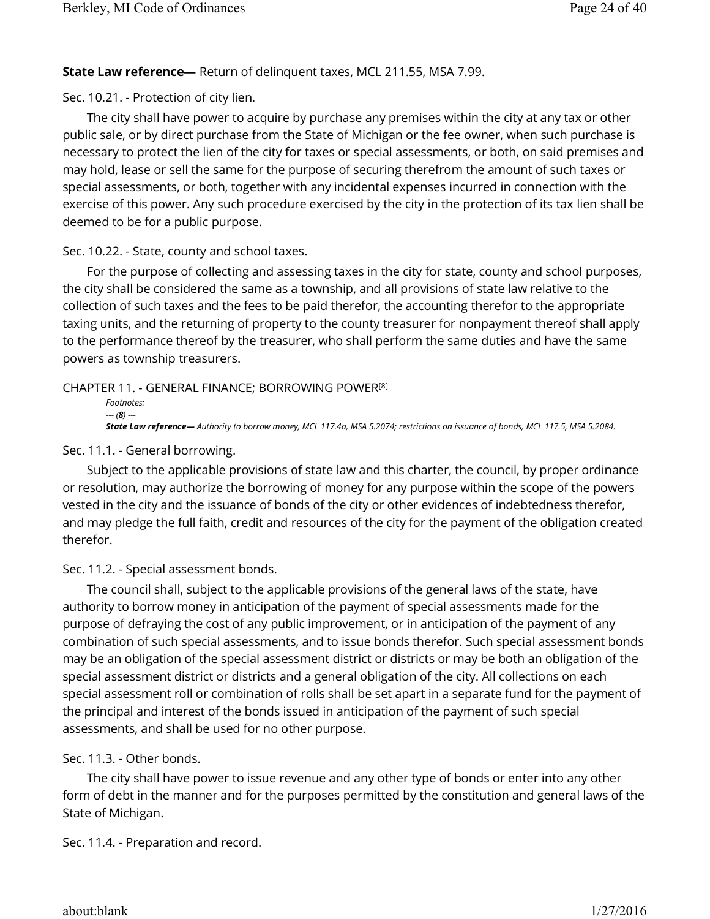**State Law reference—** Return of delinquent taxes, MCL 211.55, MSA 7.99.

Sec. 10.21. - Protection of city lien.

The city shall have power to acquire by purchase any premises within the city at any tax or other public sale, or by direct purchase from the State of Michigan or the fee owner, when such purchase is necessary to protect the lien of the city for taxes or special assessments, or both, on said premises and may hold, lease or sell the same for the purpose of securing therefrom the amount of such taxes or special assessments, or both, together with any incidental expenses incurred in connection with the exercise of this power. Any such procedure exercised by the city in the protection of its tax lien shall be deemed to be for a public purpose.

Sec. 10.22. - State, county and school taxes.

For the purpose of collecting and assessing taxes in the city for state, county and school purposes, the city shall be considered the same as a township, and all provisions of state law relative to the collection of such taxes and the fees to be paid therefor, the accounting therefor to the appropriate taxing units, and the returning of property to the county treasurer for nonpayment thereof shall apply to the performance thereof by the treasurer, who shall perform the same duties and have the same powers as township treasurers.

CHAPTER 11. - GENERAL FINANCE; BORROWING POWER[8]

*Footnotes:*

*--- (**8**) ---*

***State Law reference—** Authority to borrow money, MCL 117.4a, MSA 5.2074; restrictions on issuance of bonds, MCL 117.5, MSA 5.2084.*

Sec. 11.1. - General borrowing.

Subject to the applicable provisions of state law and this charter, the council, by proper ordinance or resolution, may authorize the borrowing of money for any purpose within the scope of the powers vested in the city and the issuance of bonds of the city or other evidences of indebtedness therefor, and may pledge the full faith, credit and resources of the city for the payment of the obligation created therefor.

Sec. 11.2. - Special assessment bonds.

The council shall, subject to the applicable provisions of the general laws of the state, have authority to borrow money in anticipation of the payment of special assessments made for the purpose of defraying the cost of any public improvement, or in anticipation of the payment of any combination of such special assessments, and to issue bonds therefor. Such special assessment bonds may be an obligation of the special assessment district or districts or may be both an obligation of the special assessment district or districts and a general obligation of the city. All collections on each special assessment roll or combination of rolls shall be set apart in a separate fund for the payment of the principal and interest of the bonds issued in anticipation of the payment of such special assessments, and shall be used for no other purpose.

Sec. 11.3. - Other bonds.

The city shall have power to issue revenue and any other type of bonds or enter into any other form of debt in the manner and for the purposes permitted by the constitution and general laws of the State of Michigan.

Sec. 11.4. - Preparation and record.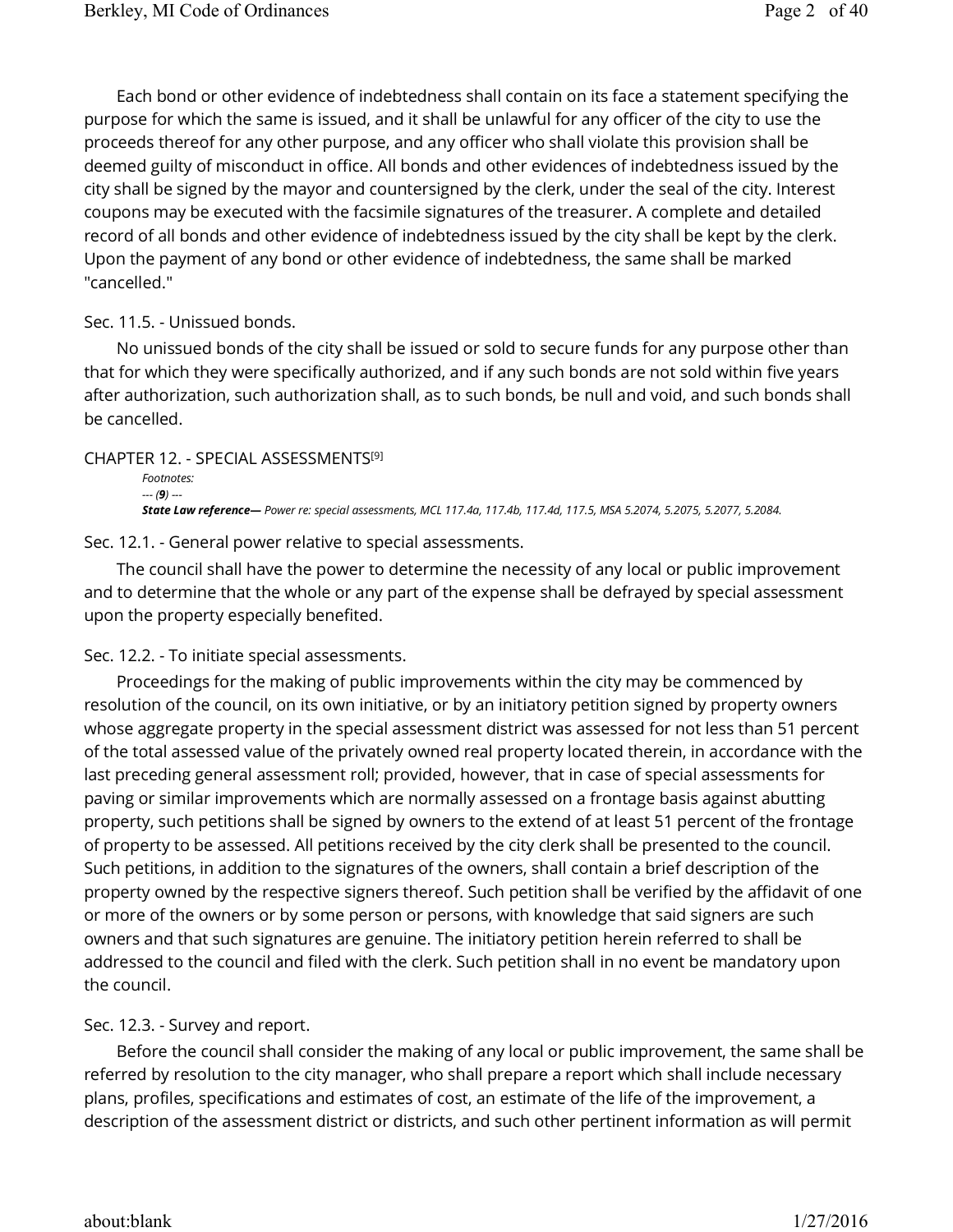Each bond or other evidence of indebtedness shall contain on its face a statement specifying the purpose for which the same is issued, and it shall be unlawful for any officer of the city to use the proceeds thereof for any other purpose, and any officer who shall violate this provision shall be deemed guilty of misconduct in office. All bonds and other evidences of indebtedness issued by the city shall be signed by the mayor and countersigned by the clerk, under the seal of the city. Interest coupons may be executed with the facsimile signatures of the treasurer. A complete and detailed record of all bonds and other evidence of indebtedness issued by the city shall be kept by the clerk. Upon the payment of any bond or other evidence of indebtedness, the same shall be marked "cancelled."

### Sec. 11.5. - Unissued bonds.

No unissued bonds of the city shall be issued or sold to secure funds for any purpose other than that for which they were specifically authorized, and if any such bonds are not sold within five years after authorization, such authorization shall, as to such bonds, be null and void, and such bonds shall be cancelled.

## CHAPTER 12. - SPECIAL ASSESSMENTS[9]

*Footnotes:*

*--- (**9**) ---*

***State Law reference—** Power re: special assessments, MCL 117.4a, 117.4b, 117.4d, 117.5, MSA 5.2074, 5.2075, 5.2077, 5.2084.*

### Sec. 12.1. - General power relative to special assessments.

The council shall have the power to determine the necessity of any local or public improvement and to determine that the whole or any part of the expense shall be defrayed by special assessment upon the property especially benefited.

### Sec. 12.2. - To initiate special assessments.

Proceedings for the making of public improvements within the city may be commenced by resolution of the council, on its own initiative, or by an initiatory petition signed by property owners whose aggregate property in the special assessment district was assessed for not less than 51 percent of the total assessed value of the privately owned real property located therein, in accordance with the last preceding general assessment roll; provided, however, that in case of special assessments for paving or similar improvements which are normally assessed on a frontage basis against abutting property, such petitions shall be signed by owners to the extend of at least 51 percent of the frontage of property to be assessed. All petitions received by the city clerk shall be presented to the council. Such petitions, in addition to the signatures of the owners, shall contain a brief description of the property owned by the respective signers thereof. Such petition shall be verified by the affidavit of one or more of the owners or by some person or persons, with knowledge that said signers are such owners and that such signatures are genuine. The initiatory petition herein referred to shall be addressed to the council and filed with the clerk. Such petition shall in no event be mandatory upon the council.

### Sec. 12.3. - Survey and report.

Before the council shall consider the making of any local or public improvement, the same shall be referred by resolution to the city manager, who shall prepare a report which shall include necessary plans, profiles, specifications and estimates of cost, an estimate of the life of the improvement, a description of the assessment district or districts, and such other pertinent information as will permit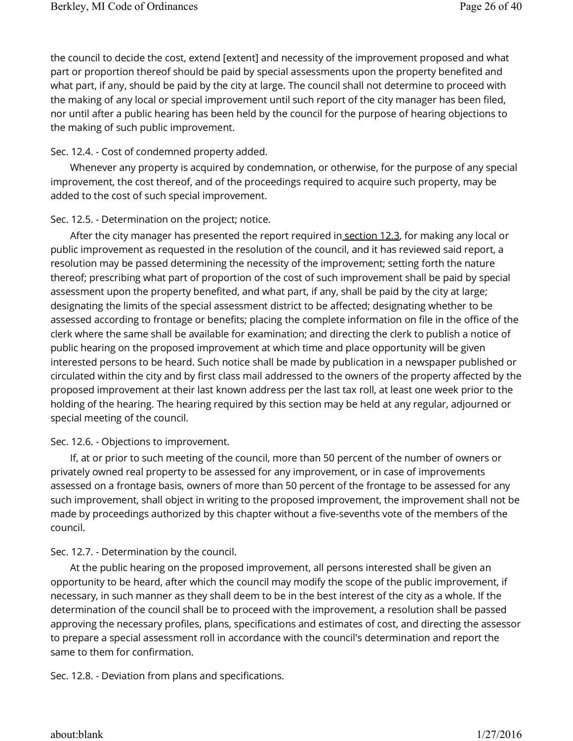the council to decide the cost, extend [extent] and necessity of the improvement proposed and what part or proportion thereof should be paid by special assessments upon the property benefited and what part, if any, should be paid by the city at large. The council shall not determine to proceed with the making of any local or special improvement until such report of the city manager has been filed, nor until after a public hearing has been held by the council for the purpose of hearing objections to the making of such public improvement.

Sec. 12.4. - Cost of condemned property added.

Whenever any property is acquired by condemnation, or otherwise, for the purpose of any special improvement, the cost thereof, and of the proceedings required to acquire such property, may be added to the cost of such special improvement.

Sec. 12.5. - Determination on the project; notice.

After the city manager has presented the report required in section 12.3, for making any local or public improvement as requested in the resolution of the council, and it has reviewed said report, a resolution may be passed determining the necessity of the improvement; setting forth the nature thereof; prescribing what part of proportion of the cost of such improvement shall be paid by special assessment upon the property benefited, and what part, if any, shall be paid by the city at large; designating the limits of the special assessment district to be affected; designating whether to be assessed according to frontage or benefits; placing the complete information on file in the office of the clerk where the same shall be available for examination; and directing the clerk to publish a notice of public hearing on the proposed improvement at which time and place opportunity will be given interested persons to be heard. Such notice shall be made by publication in a newspaper published or circulated within the city and by first class mail addressed to the owners of the property affected by the proposed improvement at their last known address per the last tax roll, at least one week prior to the holding of the hearing. The hearing required by this section may be held at any regular, adjourned or special meeting of the council.

Sec. 12.6. - Objections to improvement.

If, at or prior to such meeting of the council, more than 50 percent of the number of owners or privately owned real property to be assessed for any improvement, or in case of improvements assessed on a frontage basis, owners of more than 50 percent of the frontage to be assessed for any such improvement, shall object in writing to the proposed improvement, the improvement shall not be made by proceedings authorized by this chapter without a five-sevenths vote of the members of the council.

Sec. 12.7. - Determination by the council.

At the public hearing on the proposed improvement, all persons interested shall be given an opportunity to be heard, after which the council may modify the scope of the public improvement, if necessary, in such manner as they shall deem to be in the best interest of the city as a whole. If the determination of the council shall be to proceed with the improvement, a resolution shall be passed approving the necessary profiles, plans, specifications and estimates of cost, and directing the assessor to prepare a special assessment roll in accordance with the council's determination and report the same to them for confirmation.

Sec. 12.8. - Deviation from plans and specifications.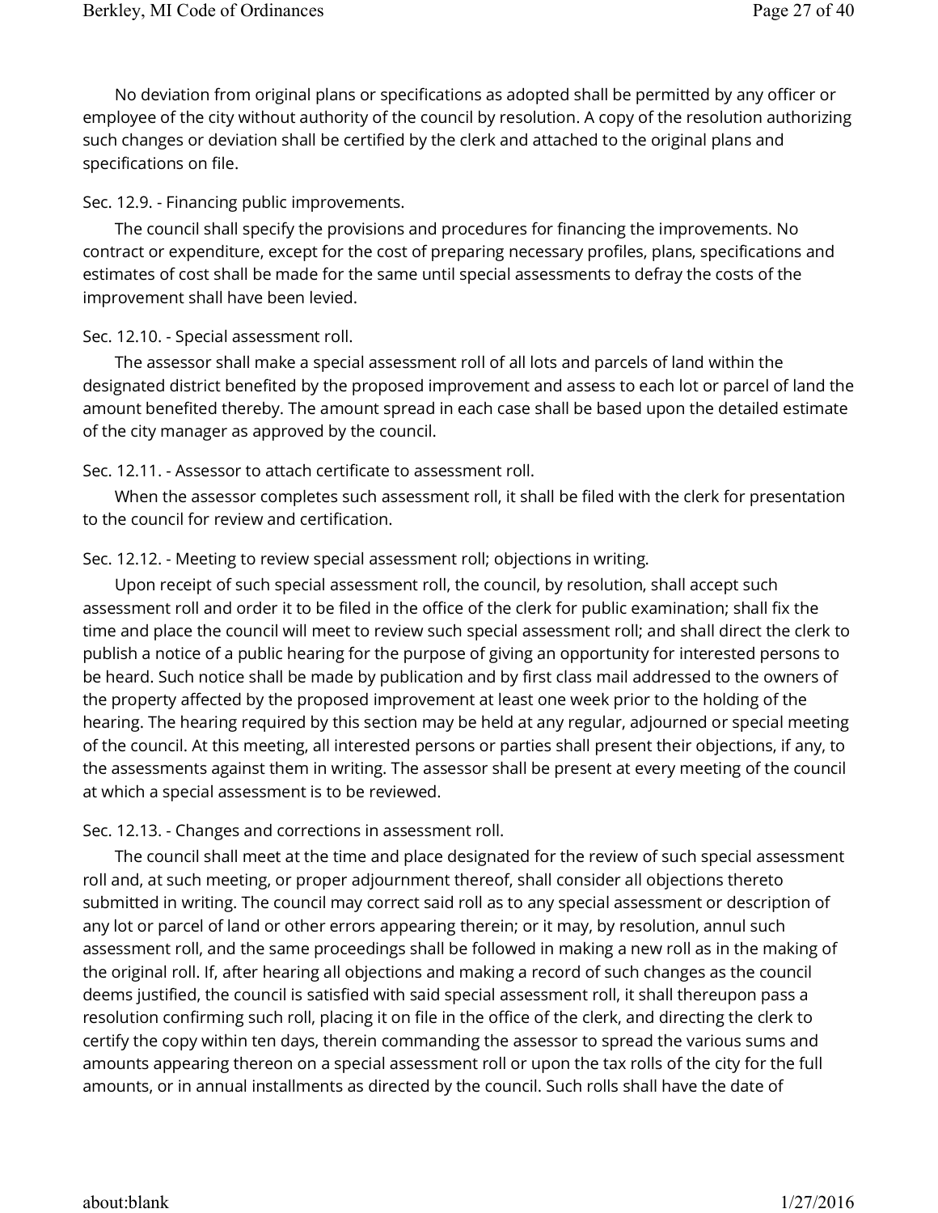No deviation from original plans or specifications as adopted shall be permitted by any officer or employee of the city without authority of the council by resolution. A copy of the resolution authorizing such changes or deviation shall be certified by the clerk and attached to the original plans and specifications on file.

Sec. 12.9. - Financing public improvements.

The council shall specify the provisions and procedures for financing the improvements. No contract or expenditure, except for the cost of preparing necessary profiles, plans, specifications and estimates of cost shall be made for the same until special assessments to defray the costs of the improvement shall have been levied.

Sec. 12.10. - Special assessment roll.

The assessor shall make a special assessment roll of all lots and parcels of land within the designated district benefited by the proposed improvement and assess to each lot or parcel of land the amount benefited thereby. The amount spread in each case shall be based upon the detailed estimate of the city manager as approved by the council.

Sec. 12.11. - Assessor to attach certificate to assessment roll.

When the assessor completes such assessment roll, it shall be filed with the clerk for presentation to the council for review and certification.

Sec. 12.12. - Meeting to review special assessment roll; objections in writing.

Upon receipt of such special assessment roll, the council, by resolution, shall accept such assessment roll and order it to be filed in the office of the clerk for public examination; shall fix the time and place the council will meet to review such special assessment roll; and shall direct the clerk to publish a notice of a public hearing for the purpose of giving an opportunity for interested persons to be heard. Such notice shall be made by publication and by first class mail addressed to the owners of the property affected by the proposed improvement at least one week prior to the holding of the hearing. The hearing required by this section may be held at any regular, adjourned or special meeting of the council. At this meeting, all interested persons or parties shall present their objections, if any, to the assessments against them in writing. The assessor shall be present at every meeting of the council at which a special assessment is to be reviewed.

Sec. 12.13. - Changes and corrections in assessment roll.

The council shall meet at the time and place designated for the review of such special assessment roll and, at such meeting, or proper adjournment thereof, shall consider all objections thereto submitted in writing. The council may correct said roll as to any special assessment or description of any lot or parcel of land or other errors appearing therein; or it may, by resolution, annul such assessment roll, and the same proceedings shall be followed in making a new roll as in the making of the original roll. If, after hearing all objections and making a record of such changes as the council deems justified, the council is satisfied with said special assessment roll, it shall thereupon pass a resolution confirming such roll, placing it on file in the office of the clerk, and directing the clerk to certify the copy within ten days, therein commanding the assessor to spread the various sums and amounts appearing thereon on a special assessment roll or upon the tax rolls of the city for the full amounts, or in annual installments as directed by the council. Such rolls shall have the date of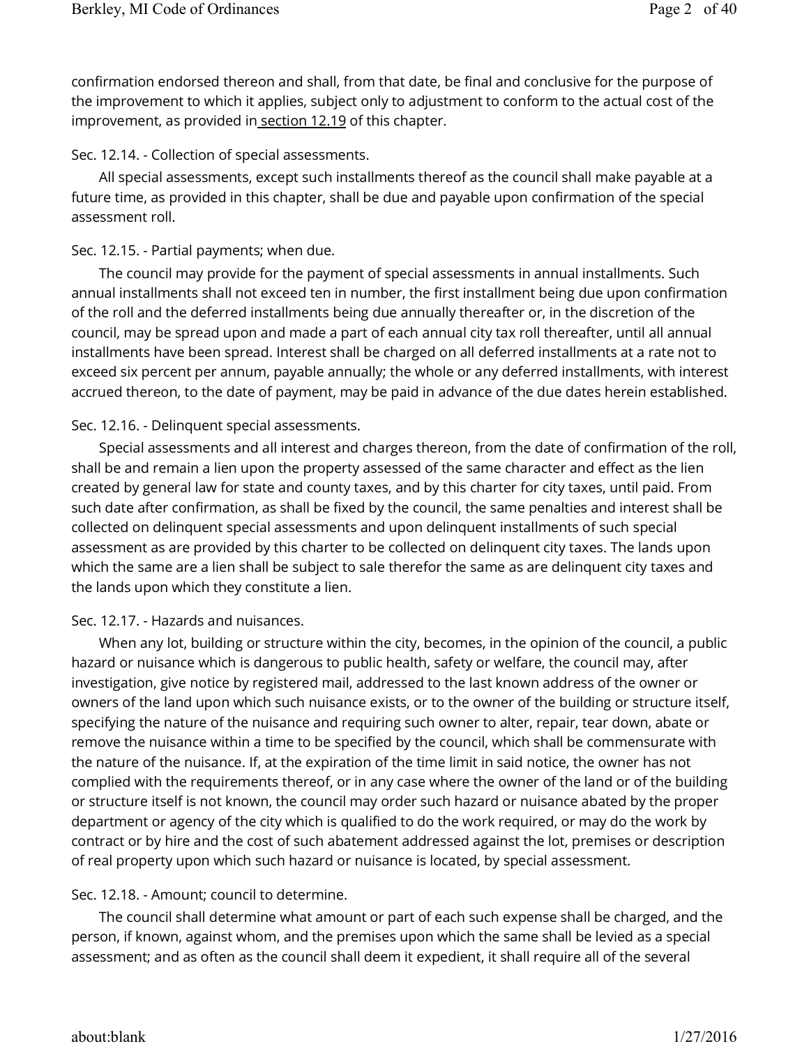confirmation endorsed thereon and shall, from that date, be final and conclusive for the purpose of the improvement to which it applies, subject only to adjustment to conform to the actual cost of the improvement, as provided in section 12.19 of this chapter.

Sec. 12.14. - Collection of special assessments.

All special assessments, except such installments thereof as the council shall make payable at a future time, as provided in this chapter, shall be due and payable upon confirmation of the special assessment roll.

Sec. 12.15. - Partial payments; when due.

The council may provide for the payment of special assessments in annual installments. Such annual installments shall not exceed ten in number, the first installment being due upon confirmation of the roll and the deferred installments being due annually thereafter or, in the discretion of the council, may be spread upon and made a part of each annual city tax roll thereafter, until all annual installments have been spread. Interest shall be charged on all deferred installments at a rate not to exceed six percent per annum, payable annually; the whole or any deferred installments, with interest accrued thereon, to the date of payment, may be paid in advance of the due dates herein established.

Sec. 12.16. - Delinquent special assessments.

Special assessments and all interest and charges thereon, from the date of confirmation of the roll, shall be and remain a lien upon the property assessed of the same character and effect as the lien created by general law for state and county taxes, and by this charter for city taxes, until paid. From such date after confirmation, as shall be fixed by the council, the same penalties and interest shall be collected on delinquent special assessments and upon delinquent installments of such special assessment as are provided by this charter to be collected on delinquent city taxes. The lands upon which the same are a lien shall be subject to sale therefor the same as are delinquent city taxes and the lands upon which they constitute a lien.

Sec. 12.17. - Hazards and nuisances.

When any lot, building or structure within the city, becomes, in the opinion of the council, a public hazard or nuisance which is dangerous to public health, safety or welfare, the council may, after investigation, give notice by registered mail, addressed to the last known address of the owner or owners of the land upon which such nuisance exists, or to the owner of the building or structure itself, specifying the nature of the nuisance and requiring such owner to alter, repair, tear down, abate or remove the nuisance within a time to be specified by the council, which shall be commensurate with the nature of the nuisance. If, at the expiration of the time limit in said notice, the owner has not complied with the requirements thereof, or in any case where the owner of the land or of the building or structure itself is not known, the council may order such hazard or nuisance abated by the proper department or agency of the city which is qualified to do the work required, or may do the work by contract or by hire and the cost of such abatement addressed against the lot, premises or description of real property upon which such hazard or nuisance is located, by special assessment.

Sec. 12.18. - Amount; council to determine.

The council shall determine what amount or part of each such expense shall be charged, and the person, if known, against whom, and the premises upon which the same shall be levied as a special assessment; and as often as the council shall deem it expedient, it shall require all of the several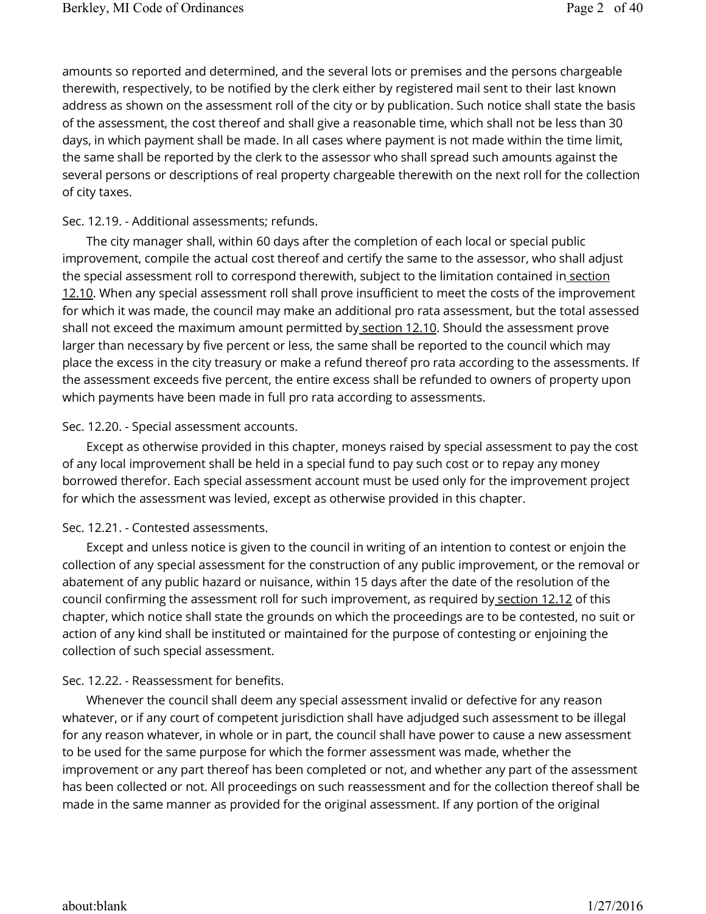amounts so reported and determined, and the several lots or premises and the persons chargeable therewith, respectively, to be notified by the clerk either by registered mail sent to their last known address as shown on the assessment roll of the city or by publication. Such notice shall state the basis of the assessment, the cost thereof and shall give a reasonable time, which shall not be less than 30 days, in which payment shall be made. In all cases where payment is not made within the time limit, the same shall be reported by the clerk to the assessor who shall spread such amounts against the several persons or descriptions of real property chargeable therewith on the next roll for the collection of city taxes.

Sec. 12.19. - Additional assessments; refunds.

The city manager shall, within 60 days after the completion of each local or special public improvement, compile the actual cost thereof and certify the same to the assessor, who shall adjust the special assessment roll to correspond therewith, subject to the limitation contained in section 12.10. When any special assessment roll shall prove insufficient to meet the costs of the improvement for which it was made, the council may make an additional pro rata assessment, but the total assessed shall not exceed the maximum amount permitted by section 12.10. Should the assessment prove larger than necessary by five percent or less, the same shall be reported to the council which may place the excess in the city treasury or make a refund thereof pro rata according to the assessments. If the assessment exceeds five percent, the entire excess shall be refunded to owners of property upon which payments have been made in full pro rata according to assessments.

Sec. 12.20. - Special assessment accounts.

Except as otherwise provided in this chapter, moneys raised by special assessment to pay the cost of any local improvement shall be held in a special fund to pay such cost or to repay any money borrowed therefor. Each special assessment account must be used only for the improvement project for which the assessment was levied, except as otherwise provided in this chapter.

Sec. 12.21. - Contested assessments.

Except and unless notice is given to the council in writing of an intention to contest or enjoin the collection of any special assessment for the construction of any public improvement, or the removal or abatement of any public hazard or nuisance, within 15 days after the date of the resolution of the council confirming the assessment roll for such improvement, as required by section 12.12 of this chapter, which notice shall state the grounds on which the proceedings are to be contested, no suit or action of any kind shall be instituted or maintained for the purpose of contesting or enjoining the collection of such special assessment.

Sec. 12.22. - Reassessment for benefits.

Whenever the council shall deem any special assessment invalid or defective for any reason whatever, or if any court of competent jurisdiction shall have adjudged such assessment to be illegal for any reason whatever, in whole or in part, the council shall have power to cause a new assessment to be used for the same purpose for which the former assessment was made, whether the improvement or any part thereof has been completed or not, and whether any part of the assessment has been collected or not. All proceedings on such reassessment and for the collection thereof shall be made in the same manner as provided for the original assessment. If any portion of the original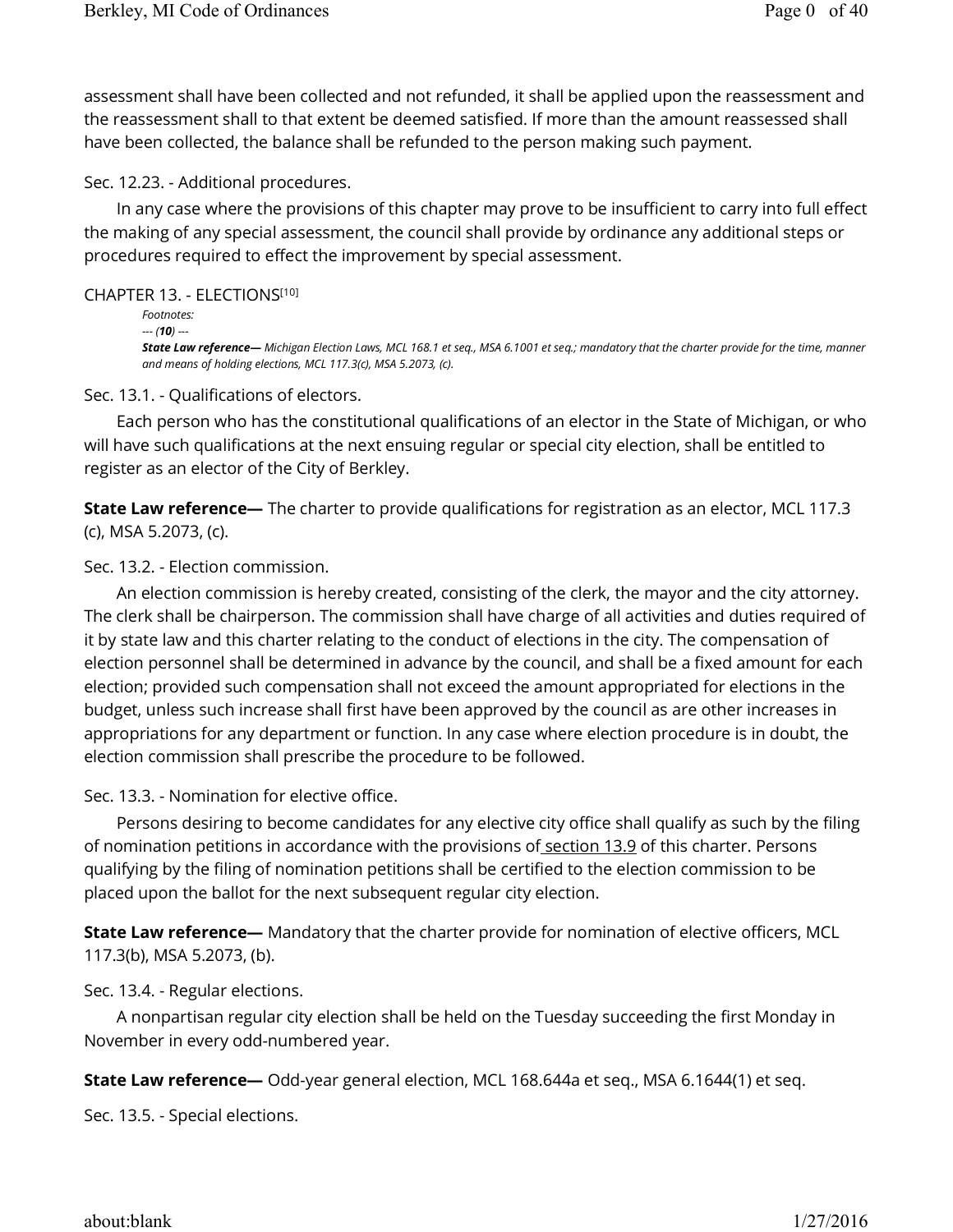assessment shall have been collected and not refunded, it shall be applied upon the reassessment and the reassessment shall to that extent be deemed satisfied. If more than the amount reassessed shall have been collected, the balance shall be refunded to the person making such payment.

Sec. 12.23. - Additional procedures.

In any case where the provisions of this chapter may prove to be insufficient to carry into full effect the making of any special assessment, the council shall provide by ordinance any additional steps or procedures required to effect the improvement by special assessment.

## CHAPTER 13. - ELECTIONS[10]

*Footnotes:*

*--- (**10**) ---*

***State Law reference—** Michigan Election Laws, MCL 168.1 et seq., MSA 6.1001 et seq.; mandatory that the charter provide for the time, manner and means of holding elections, MCL 117.3(c), MSA 5.2073, (c).*

Sec. 13.1. - Qualifications of electors.

Each person who has the constitutional qualifications of an elector in the State of Michigan, or who will have such qualifications at the next ensuing regular or special city election, shall be entitled to register as an elector of the City of Berkley.

**State Law reference—** The charter to provide qualifications for registration as an elector, MCL 117.3 (c), MSA 5.2073, (c).

Sec. 13.2. - Election commission.

An election commission is hereby created, consisting of the clerk, the mayor and the city attorney. The clerk shall be chairperson. The commission shall have charge of all activities and duties required of it by state law and this charter relating to the conduct of elections in the city. The compensation of election personnel shall be determined in advance by the council, and shall be a fixed amount for each election; provided such compensation shall not exceed the amount appropriated for elections in the budget, unless such increase shall first have been approved by the council as are other increases in appropriations for any department or function. In any case where election procedure is in doubt, the election commission shall prescribe the procedure to be followed.

Sec. 13.3. - Nomination for elective office.

Persons desiring to become candidates for any elective city office shall qualify as such by the filing of nomination petitions in accordance with the provisions of section 13.9 of this charter. Persons qualifying by the filing of nomination petitions shall be certified to the election commission to be placed upon the ballot for the next subsequent regular city election.

**State Law reference—** Mandatory that the charter provide for nomination of elective officers, MCL 117.3(b), MSA 5.2073, (b).

Sec. 13.4. - Regular elections.

A nonpartisan regular city election shall be held on the Tuesday succeeding the first Monday in November in every odd-numbered year.

**State Law reference—** Odd-year general election, MCL 168.644a et seq., MSA 6.1644(1) et seq.

Sec. 13.5. - Special elections.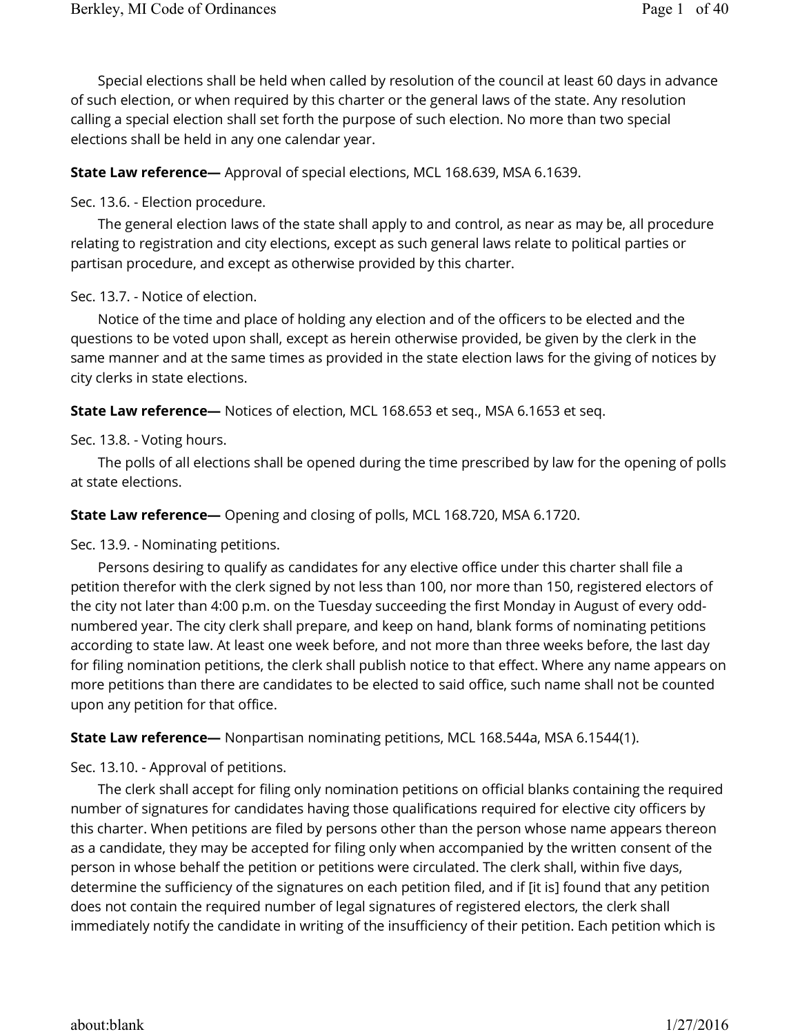Special elections shall be held when called by resolution of the council at least 60 days in advance of such election, or when required by this charter or the general laws of the state. Any resolution calling a special election shall set forth the purpose of such election. No more than two special elections shall be held in any one calendar year.

**State Law reference—** Approval of special elections, MCL 168.639, MSA 6.1639.

Sec. 13.6. - Election procedure.

The general election laws of the state shall apply to and control, as near as may be, all procedure relating to registration and city elections, except as such general laws relate to political parties or partisan procedure, and except as otherwise provided by this charter.

Sec. 13.7. - Notice of election.

Notice of the time and place of holding any election and of the officers to be elected and the questions to be voted upon shall, except as herein otherwise provided, be given by the clerk in the same manner and at the same times as provided in the state election laws for the giving of notices by city clerks in state elections.

**State Law reference—** Notices of election, MCL 168.653 et seq., MSA 6.1653 et seq.

Sec. 13.8. - Voting hours.

The polls of all elections shall be opened during the time prescribed by law for the opening of polls at state elections.

**State Law reference—** Opening and closing of polls, MCL 168.720, MSA 6.1720.

Sec. 13.9. - Nominating petitions.

Persons desiring to qualify as candidates for any elective office under this charter shall file a petition therefor with the clerk signed by not less than 100, nor more than 150, registered electors of the city not later than 4:00 p.m. on the Tuesday succeeding the first Monday in August of every odd-numbered year. The city clerk shall prepare, and keep on hand, blank forms of nominating petitions according to state law. At least one week before, and not more than three weeks before, the last day for filing nomination petitions, the clerk shall publish notice to that effect. Where any name appears on more petitions than there are candidates to be elected to said office, such name shall not be counted upon any petition for that office.

**State Law reference—** Nonpartisan nominating petitions, MCL 168.544a, MSA 6.1544(1).

Sec. 13.10. - Approval of petitions.

The clerk shall accept for filing only nomination petitions on official blanks containing the required number of signatures for candidates having those qualifications required for elective city officers by this charter. When petitions are filed by persons other than the person whose name appears thereon as a candidate, they may be accepted for filing only when accompanied by the written consent of the person in whose behalf the petition or petitions were circulated. The clerk shall, within five days, determine the sufficiency of the signatures on each petition filed, and if [it is] found that any petition does not contain the required number of legal signatures of registered electors, the clerk shall immediately notify the candidate in writing of the insufficiency of their petition. Each petition which is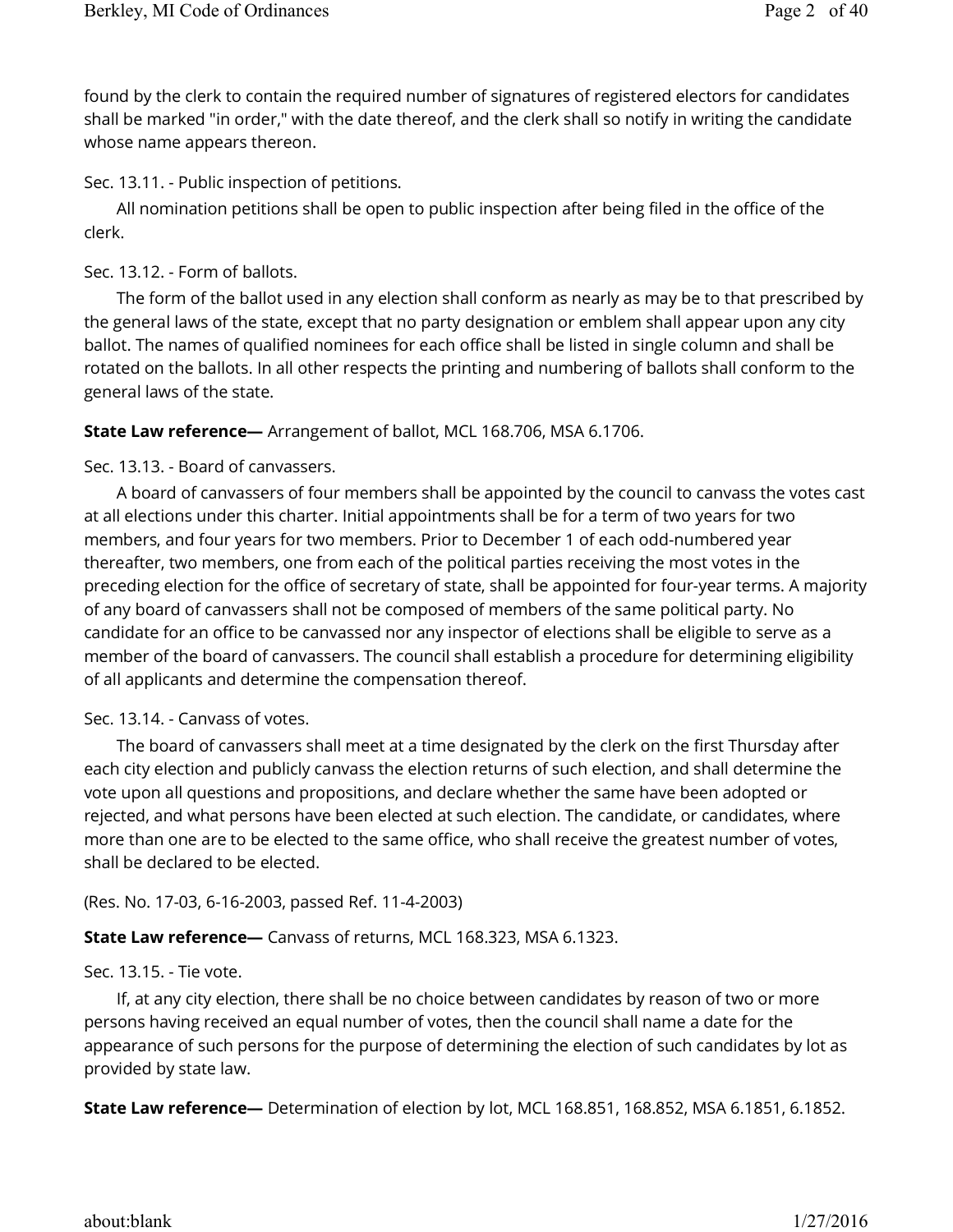found by the clerk to contain the required number of signatures of registered electors for candidates shall be marked "in order," with the date thereof, and the clerk shall so notify in writing the candidate whose name appears thereon.

Sec. 13.11. - Public inspection of petitions.

All nomination petitions shall be open to public inspection after being filed in the office of the clerk.

Sec. 13.12. - Form of ballots.

The form of the ballot used in any election shall conform as nearly as may be to that prescribed by the general laws of the state, except that no party designation or emblem shall appear upon any city ballot. The names of qualified nominees for each office shall be listed in single column and shall be rotated on the ballots. In all other respects the printing and numbering of ballots shall conform to the general laws of the state.

**State Law reference—** Arrangement of ballot, MCL 168.706, MSA 6.1706.

Sec. 13.13. - Board of canvassers.

A board of canvassers of four members shall be appointed by the council to canvass the votes cast at all elections under this charter. Initial appointments shall be for a term of two years for two members, and four years for two members. Prior to December 1 of each odd-numbered year thereafter, two members, one from each of the political parties receiving the most votes in the preceding election for the office of secretary of state, shall be appointed for four-year terms. A majority of any board of canvassers shall not be composed of members of the same political party. No candidate for an office to be canvassed nor any inspector of elections shall be eligible to serve as a member of the board of canvassers. The council shall establish a procedure for determining eligibility of all applicants and determine the compensation thereof.

Sec. 13.14. - Canvass of votes.

The board of canvassers shall meet at a time designated by the clerk on the first Thursday after each city election and publicly canvass the election returns of such election, and shall determine the vote upon all questions and propositions, and declare whether the same have been adopted or rejected, and what persons have been elected at such election. The candidate, or candidates, where more than one are to be elected to the same office, who shall receive the greatest number of votes, shall be declared to be elected.

(Res. No. 17-03, 6-16-2003, passed Ref. 11-4-2003)

**State Law reference—** Canvass of returns, MCL 168.323, MSA 6.1323.

Sec. 13.15. - Tie vote.

If, at any city election, there shall be no choice between candidates by reason of two or more persons having received an equal number of votes, then the council shall name a date for the appearance of such persons for the purpose of determining the election of such candidates by lot as provided by state law.

**State Law reference—** Determination of election by lot, MCL 168.851, 168.852, MSA 6.1851, 6.1852.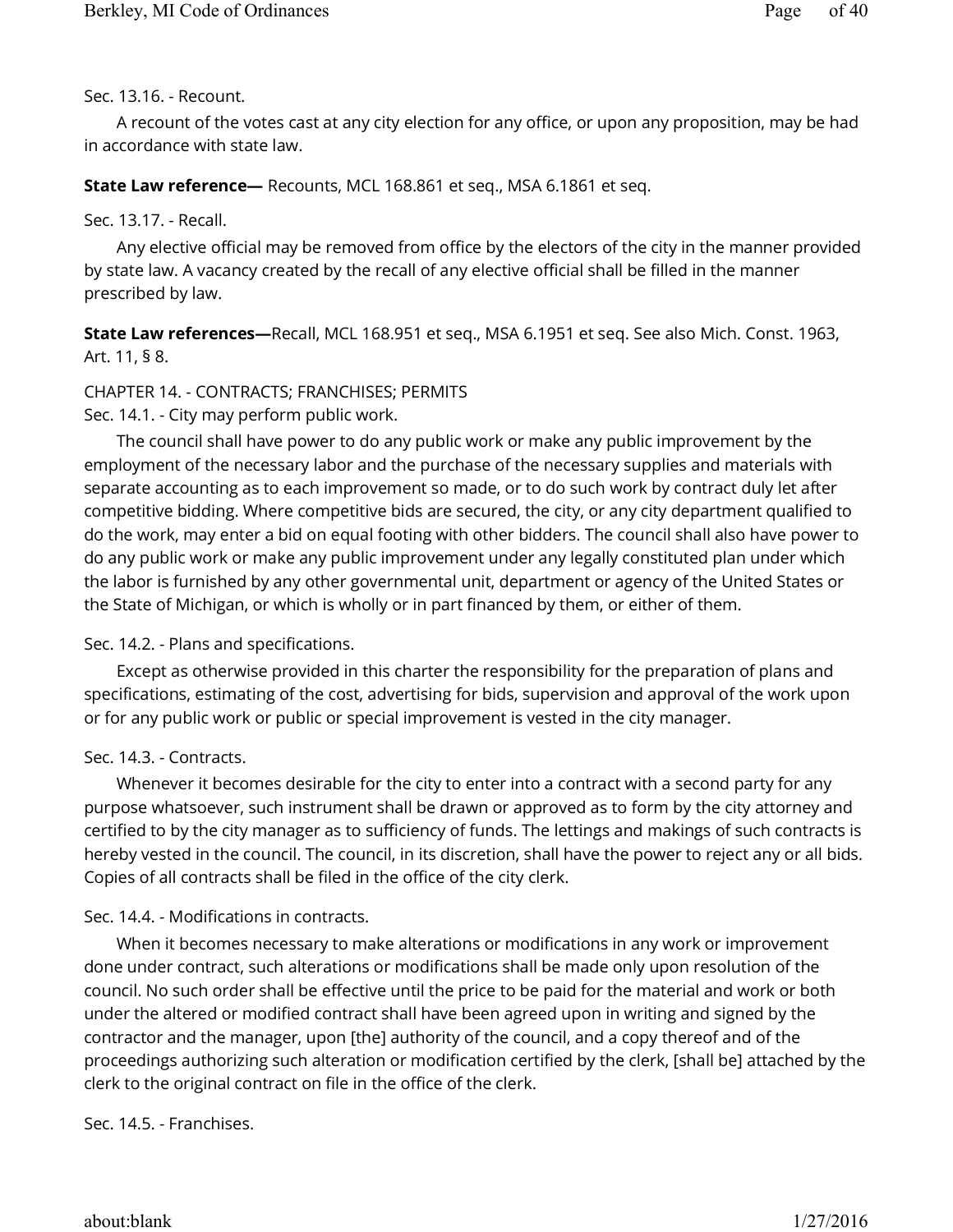Sec. 13.16. - Recount.

A recount of the votes cast at any city election for any office, or upon any proposition, may be had in accordance with state law.

**State Law reference—** Recounts, MCL 168.861 et seq., MSA 6.1861 et seq.

Sec. 13.17. - Recall.

Any elective official may be removed from office by the electors of the city in the manner provided by state law. A vacancy created by the recall of any elective official shall be filled in the manner prescribed by law.

**State Law references—**Recall, MCL 168.951 et seq., MSA 6.1951 et seq. See also Mich. Const. 1963, Art. 11, § 8.

## CHAPTER 14. - CONTRACTS; FRANCHISES; PERMITS

Sec. 14.1. - City may perform public work.

The council shall have power to do any public work or make any public improvement by the employment of the necessary labor and the purchase of the necessary supplies and materials with separate accounting as to each improvement so made, or to do such work by contract duly let after competitive bidding. Where competitive bids are secured, the city, or any city department qualified to do the work, may enter a bid on equal footing with other bidders. The council shall also have power to do any public work or make any public improvement under any legally constituted plan under which the labor is furnished by any other governmental unit, department or agency of the United States or the State of Michigan, or which is wholly or in part financed by them, or either of them.

Sec. 14.2. - Plans and specifications.

Except as otherwise provided in this charter the responsibility for the preparation of plans and specifications, estimating of the cost, advertising for bids, supervision and approval of the work upon or for any public work or public or special improvement is vested in the city manager.

Sec. 14.3. - Contracts.

Whenever it becomes desirable for the city to enter into a contract with a second party for any purpose whatsoever, such instrument shall be drawn or approved as to form by the city attorney and certified to by the city manager as to sufficiency of funds. The lettings and makings of such contracts is hereby vested in the council. The council, in its discretion, shall have the power to reject any or all bids. Copies of all contracts shall be filed in the office of the city clerk.

Sec. 14.4. - Modifications in contracts.

When it becomes necessary to make alterations or modifications in any work or improvement done under contract, such alterations or modifications shall be made only upon resolution of the council. No such order shall be effective until the price to be paid for the material and work or both under the altered or modified contract shall have been agreed upon in writing and signed by the contractor and the manager, upon [the] authority of the council, and a copy thereof and of the proceedings authorizing such alteration or modification certified by the clerk, [shall be] attached by the clerk to the original contract on file in the office of the clerk.

Sec. 14.5. - Franchises.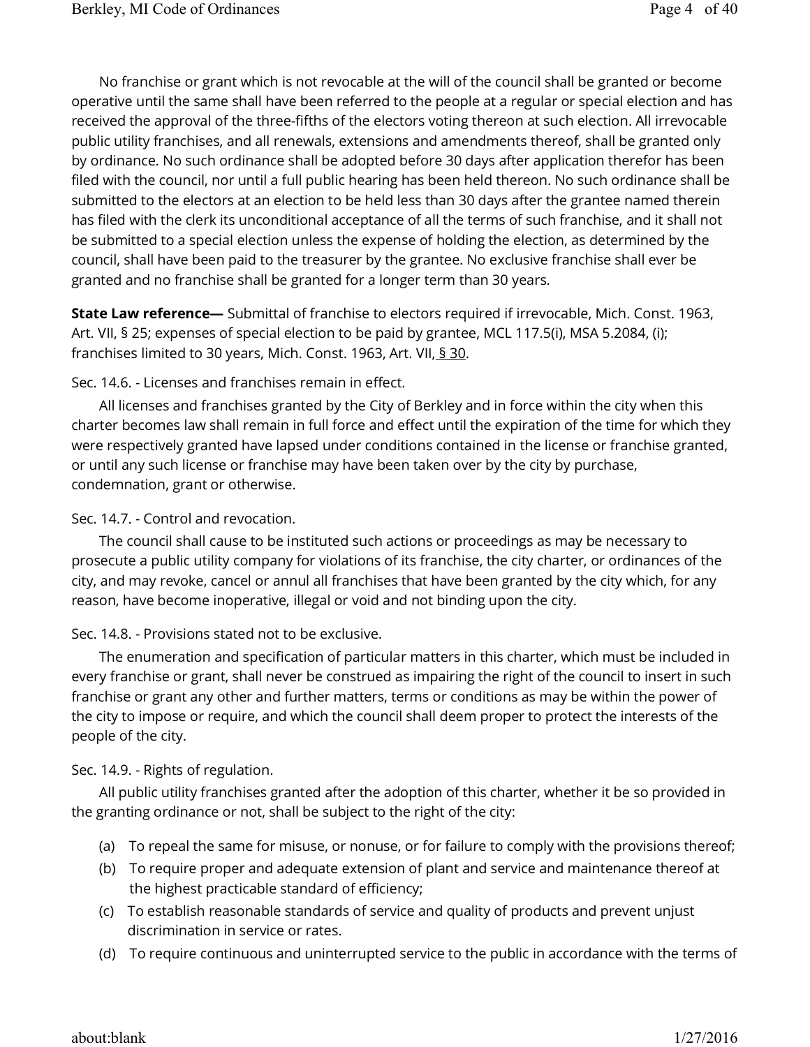No franchise or grant which is not revocable at the will of the council shall be granted or become operative until the same shall have been referred to the people at a regular or special election and has received the approval of the three-fifths of the electors voting thereon at such election. All irrevocable public utility franchises, and all renewals, extensions and amendments thereof, shall be granted only by ordinance. No such ordinance shall be adopted before 30 days after application therefor has been filed with the council, nor until a full public hearing has been held thereon. No such ordinance shall be submitted to the electors at an election to be held less than 30 days after the grantee named therein has filed with the clerk its unconditional acceptance of all the terms of such franchise, and it shall not be submitted to a special election unless the expense of holding the election, as determined by the council, shall have been paid to the treasurer by the grantee. No exclusive franchise shall ever be granted and no franchise shall be granted for a longer term than 30 years.

**State Law reference—** Submittal of franchise to electors required if irrevocable, Mich. Const. 1963, Art. VII, § 25; expenses of special election to be paid by grantee, MCL 117.5(i), MSA 5.2084, (i); franchises limited to 30 years, Mich. Const. 1963, Art. VII, § 30.

Sec. 14.6. - Licenses and franchises remain in effect.

All licenses and franchises granted by the City of Berkley and in force within the city when this charter becomes law shall remain in full force and effect until the expiration of the time for which they were respectively granted have lapsed under conditions contained in the license or franchise granted, or until any such license or franchise may have been taken over by the city by purchase, condemnation, grant or otherwise.

Sec. 14.7. - Control and revocation.

The council shall cause to be instituted such actions or proceedings as may be necessary to prosecute a public utility company for violations of its franchise, the city charter, or ordinances of the city, and may revoke, cancel or annul all franchises that have been granted by the city which, for any reason, have become inoperative, illegal or void and not binding upon the city.

Sec. 14.8. - Provisions stated not to be exclusive.

The enumeration and specification of particular matters in this charter, which must be included in every franchise or grant, shall never be construed as impairing the right of the council to insert in such franchise or grant any other and further matters, terms or conditions as may be within the power of the city to impose or require, and which the council shall deem proper to protect the interests of the people of the city.

Sec. 14.9. - Rights of regulation.

All public utility franchises granted after the adoption of this charter, whether it be so provided in the granting ordinance or not, shall be subject to the right of the city:

(a) To repeal the same for misuse, or nonuse, or for failure to comply with the provisions thereof;

(b) To require proper and adequate extension of plant and service and maintenance thereof at the highest practicable standard of efficiency;

(c) To establish reasonable standards of service and quality of products and prevent unjust discrimination in service or rates.

(d) To require continuous and uninterrupted service to the public in accordance with the terms of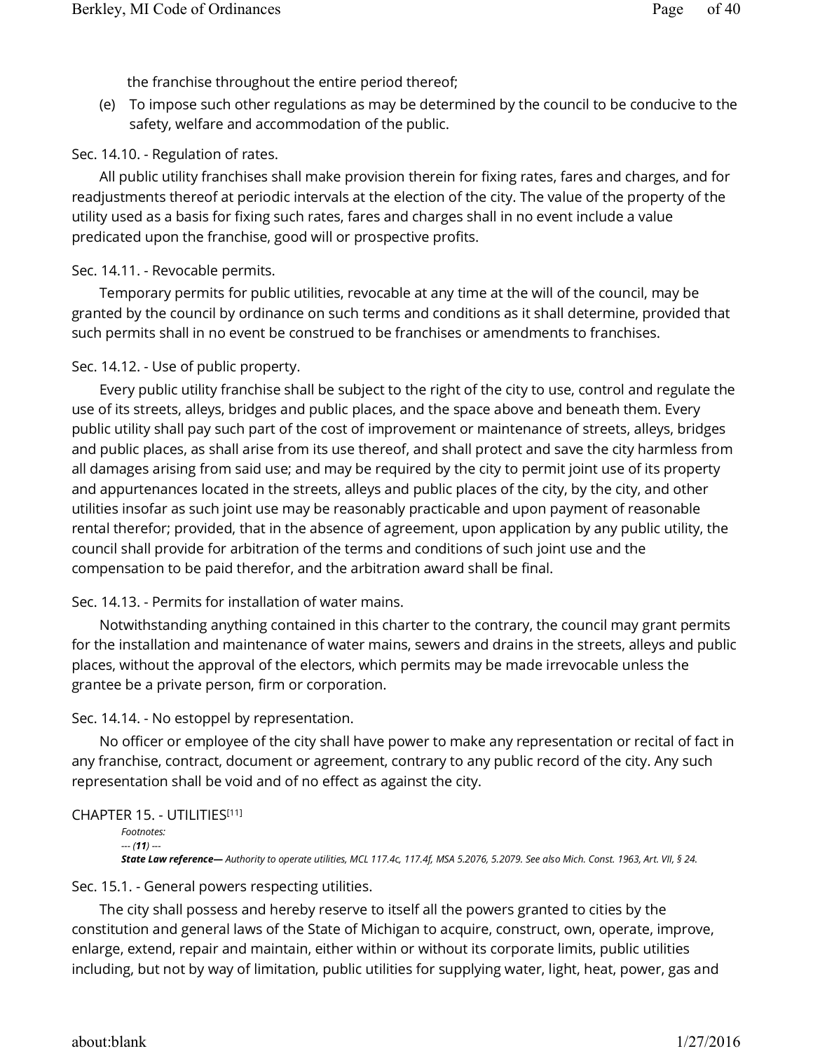the franchise throughout the entire period thereof;

(e) To impose such other regulations as may be determined by the council to be conducive to the safety, welfare and accommodation of the public.

### Sec. 14.10. - Regulation of rates.

All public utility franchises shall make provision therein for fixing rates, fares and charges, and for readjustments thereof at periodic intervals at the election of the city. The value of the property of the utility used as a basis for fixing such rates, fares and charges shall in no event include a value predicated upon the franchise, good will or prospective profits.

### Sec. 14.11. - Revocable permits.

Temporary permits for public utilities, revocable at any time at the will of the council, may be granted by the council by ordinance on such terms and conditions as it shall determine, provided that such permits shall in no event be construed to be franchises or amendments to franchises.

### Sec. 14.12. - Use of public property.

Every public utility franchise shall be subject to the right of the city to use, control and regulate the use of its streets, alleys, bridges and public places, and the space above and beneath them. Every public utility shall pay such part of the cost of improvement or maintenance of streets, alleys, bridges and public places, as shall arise from its use thereof, and shall protect and save the city harmless from all damages arising from said use; and may be required by the city to permit joint use of its property and appurtenances located in the streets, alleys and public places of the city, by the city, and other utilities insofar as such joint use may be reasonably practicable and upon payment of reasonable rental therefor; provided, that in the absence of agreement, upon application by any public utility, the council shall provide for arbitration of the terms and conditions of such joint use and the compensation to be paid therefor, and the arbitration award shall be final.

### Sec. 14.13. - Permits for installation of water mains.

Notwithstanding anything contained in this charter to the contrary, the council may grant permits for the installation and maintenance of water mains, sewers and drains in the streets, alleys and public places, without the approval of the electors, which permits may be made irrevocable unless the grantee be a private person, firm or corporation.

### Sec. 14.14. - No estoppel by representation.

No officer or employee of the city shall have power to make any representation or recital of fact in any franchise, contract, document or agreement, contrary to any public record of the city. Any such representation shall be void and of no effect as against the city.

## CHAPTER 15. - UTILITIES[11]

*Footnotes:*

*--- (**11**) ---*

***State Law reference—*** *Authority to operate utilities, MCL 117.4c, 117.4f, MSA 5.2076, 5.2079. See also Mich. Const. 1963, Art. VII, § 24.*

### Sec. 15.1. - General powers respecting utilities.

The city shall possess and hereby reserve to itself all the powers granted to cities by the constitution and general laws of the State of Michigan to acquire, construct, own, operate, improve, enlarge, extend, repair and maintain, either within or without its corporate limits, public utilities including, but not by way of limitation, public utilities for supplying water, light, heat, power, gas and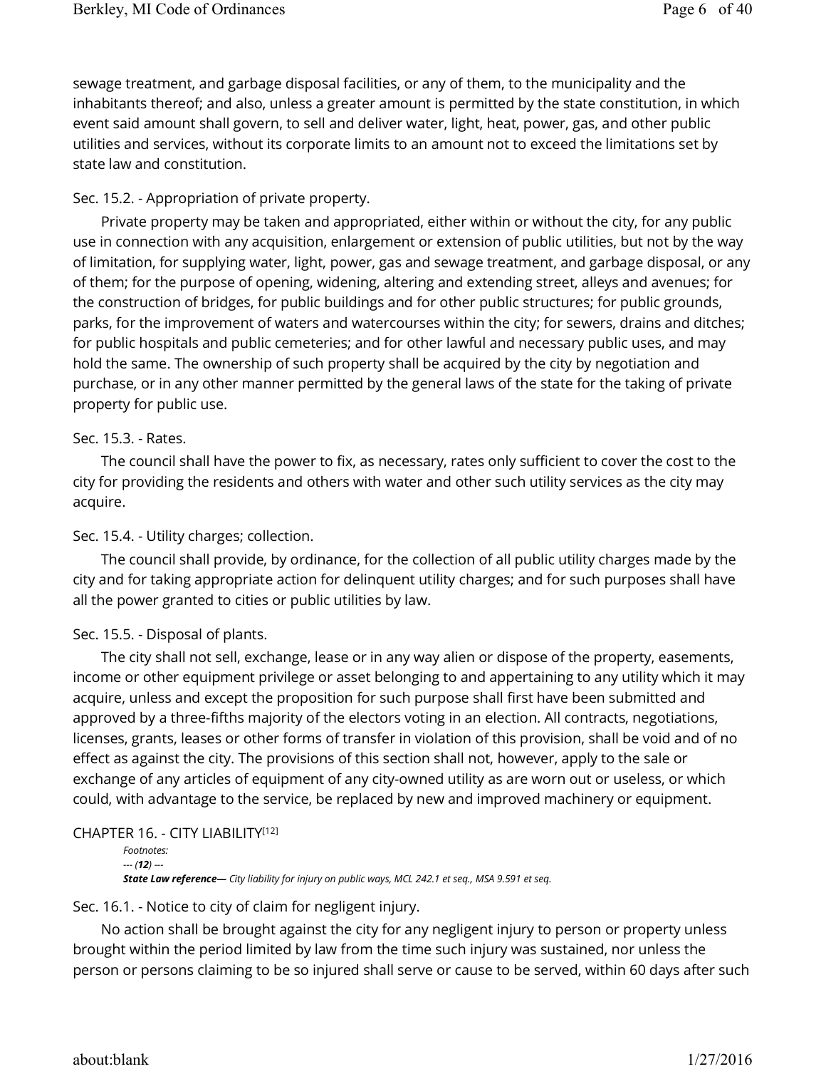sewage treatment, and garbage disposal facilities, or any of them, to the municipality and the inhabitants thereof; and also, unless a greater amount is permitted by the state constitution, in which event said amount shall govern, to sell and deliver water, light, heat, power, gas, and other public utilities and services, without its corporate limits to an amount not to exceed the limitations set by state law and constitution.

### Sec. 15.2. - Appropriation of private property.

Private property may be taken and appropriated, either within or without the city, for any public use in connection with any acquisition, enlargement or extension of public utilities, but not by the way of limitation, for supplying water, light, power, gas and sewage treatment, and garbage disposal, or any of them; for the purpose of opening, widening, altering and extending street, alleys and avenues; for the construction of bridges, for public buildings and for other public structures; for public grounds, parks, for the improvement of waters and watercourses within the city; for sewers, drains and ditches; for public hospitals and public cemeteries; and for other lawful and necessary public uses, and may hold the same. The ownership of such property shall be acquired by the city by negotiation and purchase, or in any other manner permitted by the general laws of the state for the taking of private property for public use.

### Sec. 15.3. - Rates.

The council shall have the power to fix, as necessary, rates only sufficient to cover the cost to the city for providing the residents and others with water and other such utility services as the city may acquire.

### Sec. 15.4. - Utility charges; collection.

The council shall provide, by ordinance, for the collection of all public utility charges made by the city and for taking appropriate action for delinquent utility charges; and for such purposes shall have all the power granted to cities or public utilities by law.

### Sec. 15.5. - Disposal of plants.

The city shall not sell, exchange, lease or in any way alien or dispose of the property, easements, income or other equipment privilege or asset belonging to and appertaining to any utility which it may acquire, unless and except the proposition for such purpose shall first have been submitted and approved by a three-fifths majority of the electors voting in an election. All contracts, negotiations, licenses, grants, leases or other forms of transfer in violation of this provision, shall be void and of no effect as against the city. The provisions of this section shall not, however, apply to the sale or exchange of any articles of equipment of any city-owned utility as are worn out or useless, or which could, with advantage to the service, be replaced by new and improved machinery or equipment.

## CHAPTER 16. - CITY LIABILITY[12]

*Footnotes:*

*--- (**12**) ---*

***State Law reference—*** *City liability for injury on public ways, MCL 242.1 et seq., MSA 9.591 et seq.*

### Sec. 16.1. - Notice to city of claim for negligent injury.

No action shall be brought against the city for any negligent injury to person or property unless brought within the period limited by law from the time such injury was sustained, nor unless the person or persons claiming to be so injured shall serve or cause to be served, within 60 days after such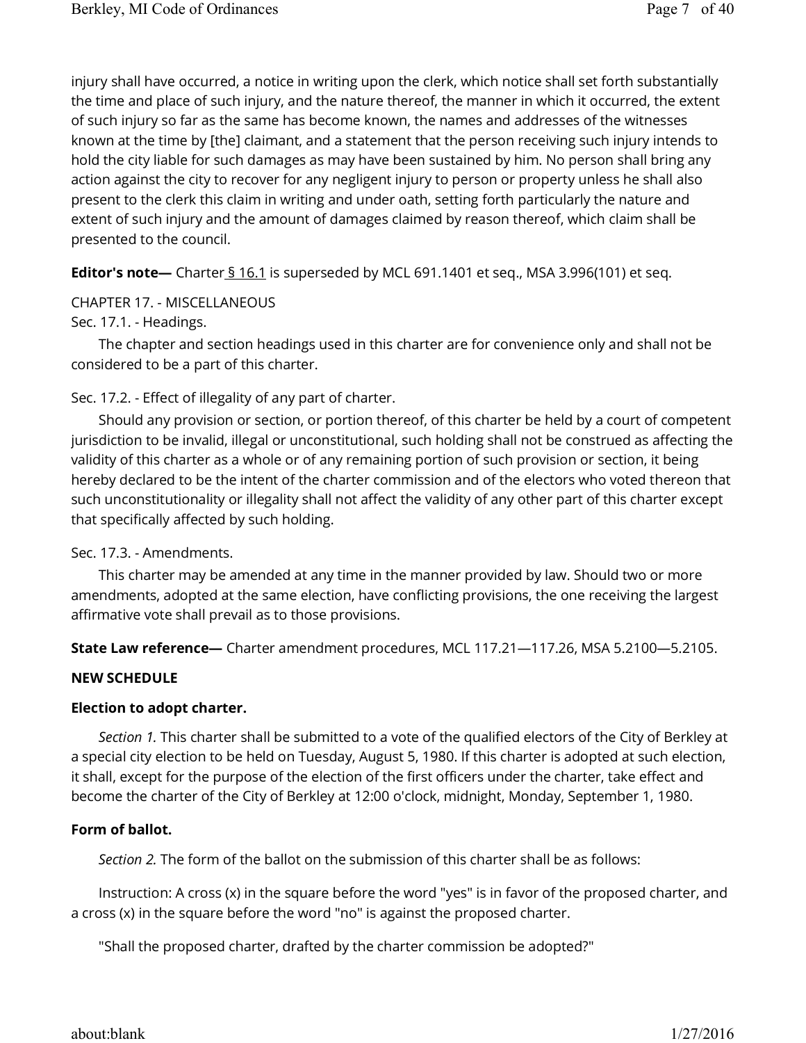injury shall have occurred, a notice in writing upon the clerk, which notice shall set forth substantially the time and place of such injury, and the nature thereof, the manner in which it occurred, the extent of such injury so far as the same has become known, the names and addresses of the witnesses known at the time by [the] claimant, and a statement that the person receiving such injury intends to hold the city liable for such damages as may have been sustained by him. No person shall bring any action against the city to recover for any negligent injury to person or property unless he shall also present to the clerk this claim in writing and under oath, setting forth particularly the nature and extent of such injury and the amount of damages claimed by reason thereof, which claim shall be presented to the council.

**Editor's note—** Charter § 16.1 is superseded by MCL 691.1401 et seq., MSA 3.996(101) et seq.

CHAPTER 17. - MISCELLANEOUS

Sec. 17.1. - Headings.

The chapter and section headings used in this charter are for convenience only and shall not be considered to be a part of this charter.

Sec. 17.2. - Effect of illegality of any part of charter.

Should any provision or section, or portion thereof, of this charter be held by a court of competent jurisdiction to be invalid, illegal or unconstitutional, such holding shall not be construed as affecting the validity of this charter as a whole or of any remaining portion of such provision or section, it being hereby declared to be the intent of the charter commission and of the electors who voted thereon that such unconstitutionality or illegality shall not affect the validity of any other part of this charter except that specifically affected by such holding.

Sec. 17.3. - Amendments.

This charter may be amended at any time in the manner provided by law. Should two or more amendments, adopted at the same election, have conflicting provisions, the one receiving the largest affirmative vote shall prevail as to those provisions.

**State Law reference—** Charter amendment procedures, MCL 117.21—117.26, MSA 5.2100—5.2105.

**NEW SCHEDULE**

**Election to adopt charter.**

*Section 1.* This charter shall be submitted to a vote of the qualified electors of the City of Berkley at a special city election to be held on Tuesday, August 5, 1980. If this charter is adopted at such election, it shall, except for the purpose of the election of the first officers under the charter, take effect and become the charter of the City of Berkley at 12:00 o'clock, midnight, Monday, September 1, 1980.

**Form of ballot.**

*Section 2.* The form of the ballot on the submission of this charter shall be as follows:

Instruction: A cross (x) in the square before the word "yes" is in favor of the proposed charter, and a cross (x) in the square before the word "no" is against the proposed charter.

"Shall the proposed charter, drafted by the charter commission be adopted?"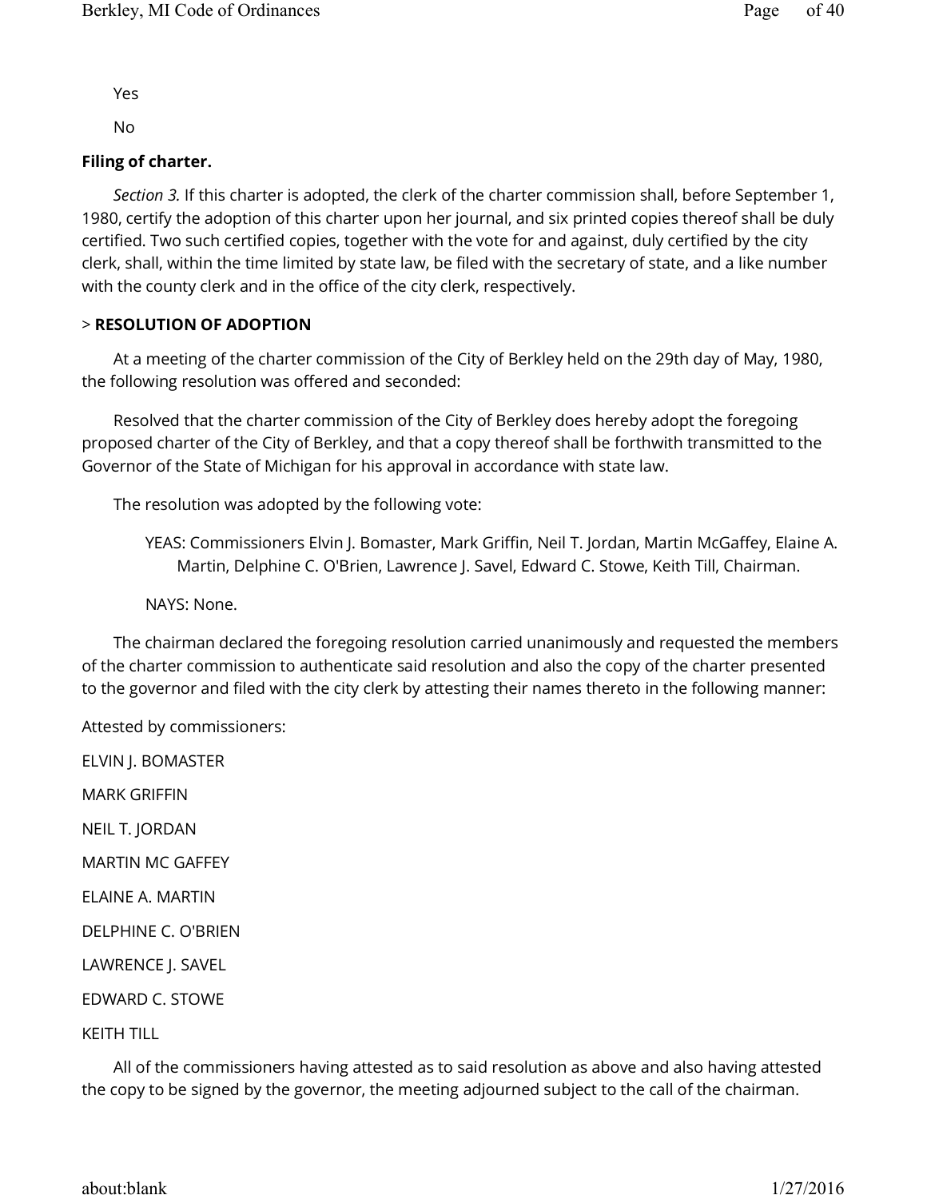Yes

No

**Filing of charter.**

*Section 3.* If this charter is adopted, the clerk of the charter commission shall, before September 1, 1980, certify the adoption of this charter upon her journal, and six printed copies thereof shall be duly certified. Two such certified copies, together with the vote for and against, duly certified by the city clerk, shall, within the time limited by state law, be filed with the secretary of state, and a like number with the county clerk and in the office of the city clerk, respectively.

> **RESOLUTION OF ADOPTION**

At a meeting of the charter commission of the City of Berkley held on the 29th day of May, 1980, the following resolution was offered and seconded:

Resolved that the charter commission of the City of Berkley does hereby adopt the foregoing proposed charter of the City of Berkley, and that a copy thereof shall be forthwith transmitted to the Governor of the State of Michigan for his approval in accordance with state law.

The resolution was adopted by the following vote:

YEAS: Commissioners Elvin J. Bomaster, Mark Griffin, Neil T. Jordan, Martin McGaffey, Elaine A. Martin, Delphine C. O'Brien, Lawrence J. Savel, Edward C. Stowe, Keith Till, Chairman.

NAYS: None.

The chairman declared the foregoing resolution carried unanimously and requested the members of the charter commission to authenticate said resolution and also the copy of the charter presented to the governor and filed with the city clerk by attesting their names thereto in the following manner:

Attested by commissioners:

ELVIN J. BOMASTER

MARK GRIFFIN

NEIL T. JORDAN

MARTIN MC GAFFEY

ELAINE A. MARTIN

DELPHINE C. O'BRIEN

LAWRENCE J. SAVEL

EDWARD C. STOWE

KEITH TILL

All of the commissioners having attested as to said resolution as above and also having attested the copy to be signed by the governor, the meeting adjourned subject to the call of the chairman.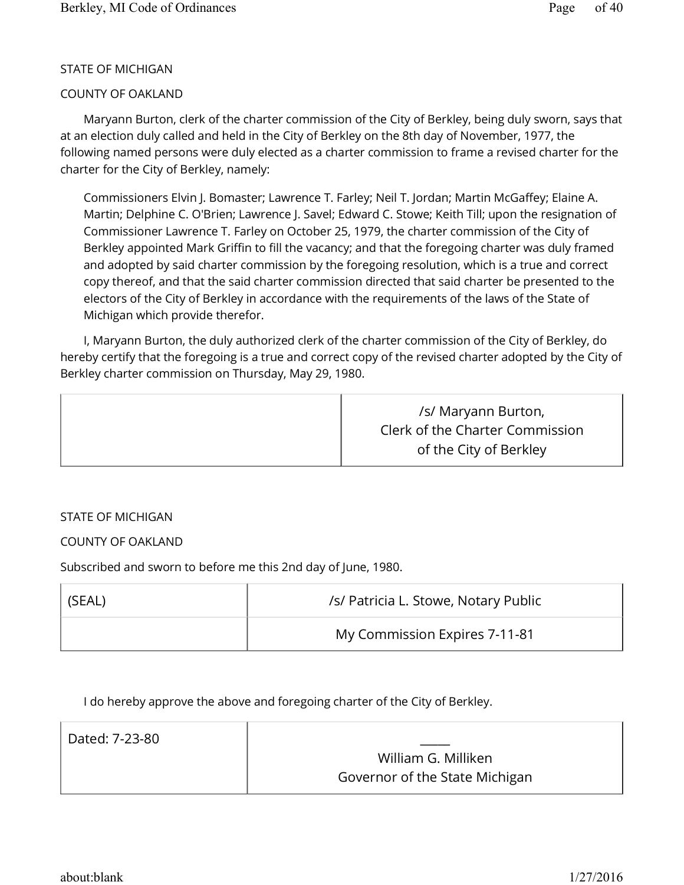STATE OF MICHIGAN

COUNTY OF OAKLAND

Maryann Burton, clerk of the charter commission of the City of Berkley, being duly sworn, says that at an election duly called and held in the City of Berkley on the 8th day of November, 1977, the following named persons were duly elected as a charter commission to frame a revised charter for the charter for the City of Berkley, namely:

> Commissioners Elvin J. Bomaster; Lawrence T. Farley; Neil T. Jordan; Martin McGaffey; Elaine A. Martin; Delphine C. O'Brien; Lawrence J. Savel; Edward C. Stowe; Keith Till; upon the resignation of Commissioner Lawrence T. Farley on October 25, 1979, the charter commission of the City of Berkley appointed Mark Griffin to fill the vacancy; and that the foregoing charter was duly framed and adopted by said charter commission by the foregoing resolution, which is a true and correct copy thereof, and that the said charter commission directed that said charter be presented to the electors of the City of Berkley in accordance with the requirements of the laws of the State of Michigan which provide therefor.

I, Maryann Burton, the duly authorized clerk of the charter commission of the City of Berkley, do hereby certify that the foregoing is a true and correct copy of the revised charter adopted by the City of Berkley charter commission on Thursday, May 29, 1980.

| | /s/ Maryann Burton,<br>Clerk of the Charter Commission<br>of the City of Berkley |
|---|---|

STATE OF MICHIGAN

COUNTY OF OAKLAND

Subscribed and sworn to before me this 2nd day of June, 1980.

| (SEAL) | /s/ Patricia L. Stowe, Notary Public |
|---|---|
| | My Commission Expires 7-11-81 |

I do hereby approve the above and foregoing charter of the City of Berkley.

| Dated: 7-23-80 | _____<br>William G. Milliken<br>Governor of the State Michigan |
|---|---|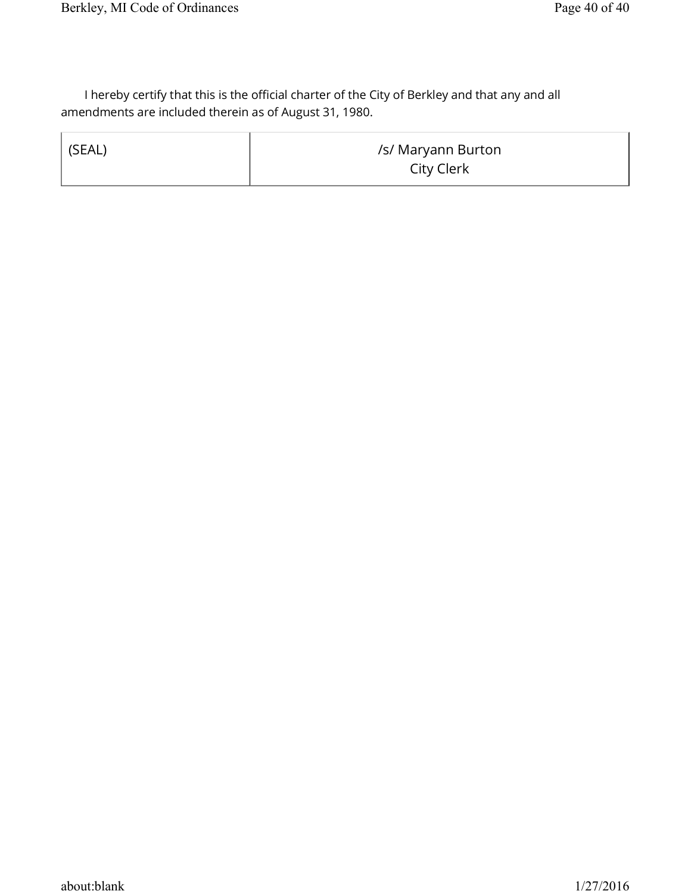I hereby certify that this is the official charter of the City of Berkley and that any and all amendments are included therein as of August 31, 1980.

| | |
|---|---|
| (SEAL) | /s/ Maryann Burton<br>City Clerk |